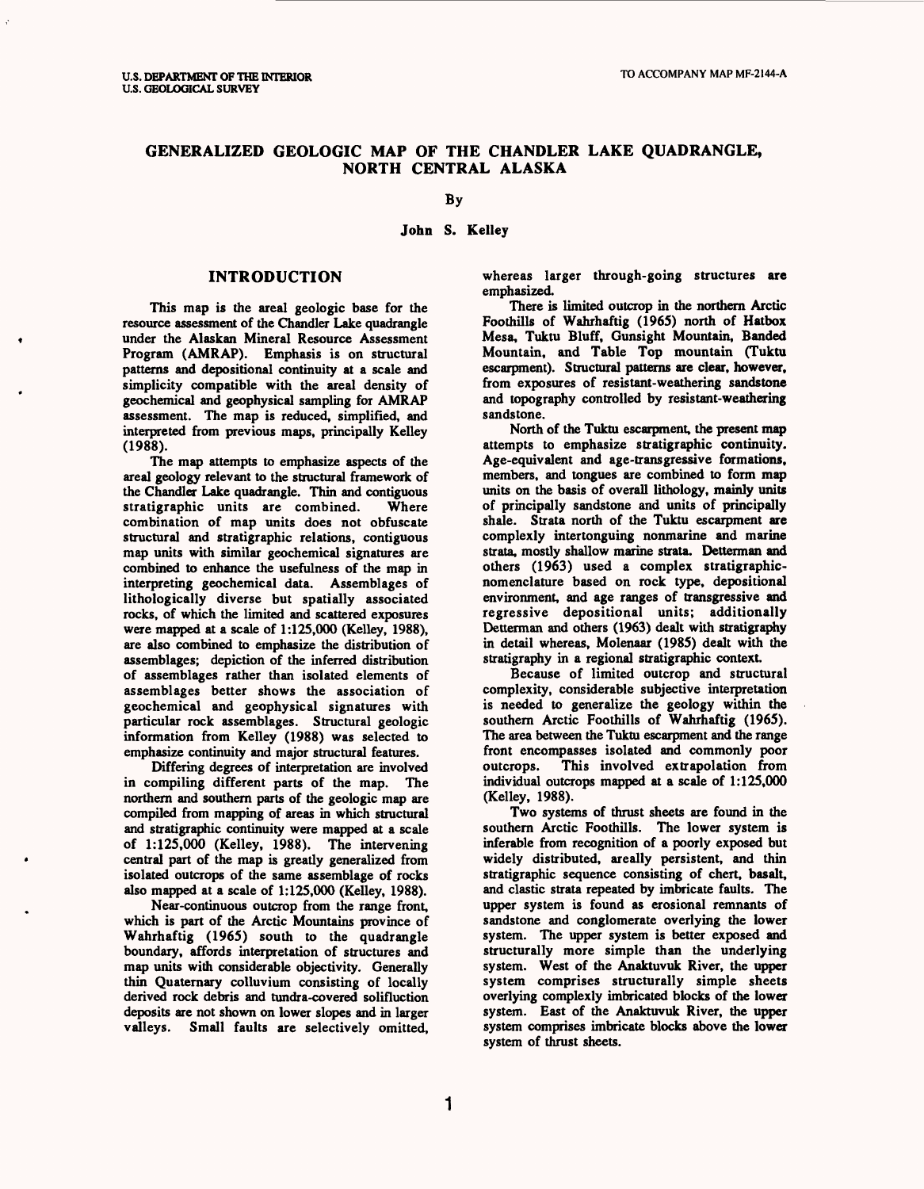U.S. DEPARTMENT OF THE INTERIOR
U.S. GEOLOGICAL SURVEY

TO ACCOMPANY MAP MF-2144-A

# GENERALIZED GEOLOGIC MAP OF THE CHANDLER LAKE QUADRANGLE, NORTH CENTRAL ALASKA

By

**John S. Kelley**

## INTRODUCTION

This map is the areal geologic base for the resource assessment of the Chandler Lake quadrangle under the Alaskan Mineral Resource Assessment Program (AMRAP). Emphasis is on structural patterns and depositional continuity at a scale and simplicity compatible with the areal density of geochemical and geophysical sampling for AMRAP assessment. The map is reduced, simplified, and interpreted from previous maps, principally Kelley (1988).

The map attempts to emphasize aspects of the areal geology relevant to the structural framework of the Chandler Lake quadrangle. Thin and contiguous stratigraphic units are combined. Where combination of map units does not obfuscate structural and stratigraphic relations, contiguous map units with similar geochemical signatures are combined to enhance the usefulness of the map in interpreting geochemical data. Assemblages of lithologically diverse but spatially associated rocks, of which the limited and scattered exposures were mapped at a scale of 1:125,000 (Kelley, 1988), are also combined to emphasize the distribution of assemblages; depiction of the inferred distribution of assemblages rather than isolated elements of assemblages better shows the association of geochemical and geophysical signatures with particular rock assemblages. Structural geologic information from Kelley (1988) was selected to emphasize continuity and major structural features.

Differing degrees of interpretation are involved in compiling different parts of the map. The northern and southern parts of the geologic map are compiled from mapping of areas in which structural and stratigraphic continuity were mapped at a scale of 1:125,000 (Kelley, 1988). The intervening central part of the map is greatly generalized from isolated outcrops of the same assemblage of rocks also mapped at a scale of 1:125,000 (Kelley, 1988).

Near-continuous outcrop from the range front, which is part of the Arctic Mountains province of Wahrhaftig (1965) south to the quadrangle boundary, affords interpretation of structures and map units with considerable objectivity. Generally thin Quaternary colluvium consisting of locally derived rock debris and tundra-covered solifluction deposits are not shown on lower slopes and in larger valleys. Small faults are selectively omitted, whereas larger through-going structures are emphasized.

There is limited outcrop in the northern Arctic Foothills of Wahrhaftig (1965) north of Hatbox Mesa, Tuktu Bluff, Gunsight Mountain, Banded Mountain, and Table Top mountain (Tuktu escarpment). Structural patterns are clear, however, from exposures of resistant-weathering sandstone and topography controlled by resistant-weathering sandstone.

North of the Tuktu escarpment, the present map attempts to emphasize stratigraphic continuity. Age-equivalent and age-transgressive formations, members, and tongues are combined to form map units on the basis of overall lithology, mainly units of principally sandstone and units of principally shale. Strata north of the Tuktu escarpment are complexly intertonguing nonmarine and marine strata, mostly shallow marine strata. Detterman and others (1963) used a complex stratigraphic-nomenclature based on rock type, depositional environment, and age ranges of transgressive and regressive depositional units; additionally Detterman and others (1963) dealt with stratigraphy in detail whereas, Molenaar (1985) dealt with the stratigraphy in a regional stratigraphic context.

Because of limited outcrop and structural complexity, considerable subjective interpretation is needed to generalize the geology within the southern Arctic Foothills of Wahrhaftig (1965). The area between the Tuktu escarpment and the range front encompasses isolated and commonly poor outcrops. This involved extrapolation from individual outcrops mapped at a scale of 1:125,000 (Kelley, 1988).

Two systems of thrust sheets are found in the southern Arctic Foothills. The lower system is inferable from recognition of a poorly exposed but widely distributed, areally persistent, and thin stratigraphic sequence consisting of chert, basalt, and clastic strata repeated by imbricate faults. The upper system is found as erosional remnants of sandstone and conglomerate overlying the lower system. The upper system is better exposed and structurally more simple than the underlying system. West of the Anaktuvuk River, the upper system comprises structurally simple sheets overlying complexly imbricated blocks of the lower system. East of the Anaktuvuk River, the upper system comprises imbricate blocks above the lower system of thrust sheets.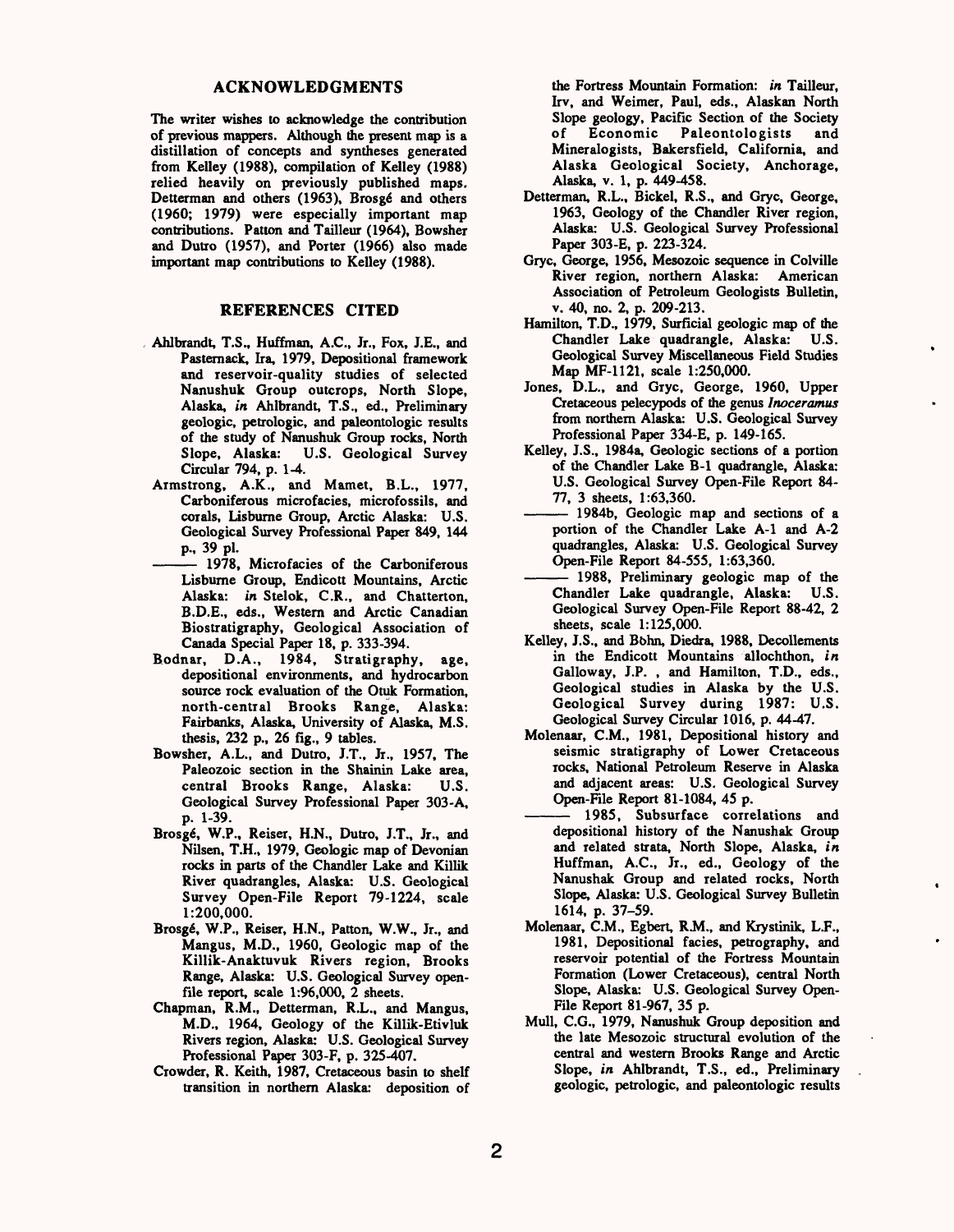## ACKNOWLEDGMENTS

The writer wishes to acknowledge the contribution of previous mappers. Although the present map is a distillation of concepts and syntheses generated from Kelley (1988), compilation of Kelley (1988) relied heavily on previously published maps. Detterman and others (1963), Brosgé and others (1960; 1979) were especially important map contributions. Patton and Tailleur (1964), Bowsher and Dutro (1957), and Porter (1966) also made important map contributions to Kelley (1988).

## REFERENCES CITED

Ahlbrandt, T.S., Huffman, A.C., Jr., Fox, J.E., and Pasternack, Ira, 1979, Depositional framework and reservoir-quality studies of selected Nanushuk Group outcrops, North Slope, Alaska, *in* Ahlbrandt, T.S., ed., Preliminary geologic, petrologic, and paleontologic results of the study of Nanushuk Group rocks, North Slope, Alaska: U.S. Geological Survey Circular 794, p. 1-4.

Armstrong, A.K., and Mamet, B.L., 1977, Carboniferous microfacies, microfossils, and corals, Lisburne Group, Arctic Alaska: U.S. Geological Survey Professional Paper 849, 144 p., 39 pl.

——— 1978, Microfacies of the Carboniferous Lisburne Group, Endicott Mountains, Arctic Alaska: *in* Stelok, C.R., and Chatterton, B.D.E., eds., Western and Arctic Canadian Biostratigraphy, Geological Association of Canada Special Paper 18, p. 333-394.

Bodnar, D.A., 1984, Stratigraphy, age, depositional environments, and hydrocarbon source rock evaluation of the Otuk Formation, north-central Brooks Range, Alaska: Fairbanks, Alaska, University of Alaska, M.S. thesis, 232 p., 26 fig., 9 tables.

Bowsher, A.L., and Dutro, J.T., Jr., 1957, The Paleozoic section in the Shainin Lake area, central Brooks Range, Alaska: U.S. Geological Survey Professional Paper 303-A, p. 1-39.

Brosgé, W.P., Reiser, H.N., Dutro, J.T., Jr., and Nilsen, T.H., 1979, Geologic map of Devonian rocks in parts of the Chandler Lake and Killik River quadrangles, Alaska: U.S. Geological Survey Open-File Report 79-1224, scale 1:200,000.

Brosgé, W.P., Reiser, H.N., Patton, W.W., Jr., and Mangus, M.D., 1960, Geologic map of the Killik-Anaktuvuk Rivers region, Brooks Range, Alaska: U.S. Geological Survey open-file report, scale 1:96,000, 2 sheets.

Chapman, R.M., Detterman, R.L., and Mangus, M.D., 1964, Geology of the Killik-Etivluk Rivers region, Alaska: U.S. Geological Survey Professional Paper 303-F, p. 325-407.

Crowder, R. Keith, 1987, Cretaceous basin to shelf transition in northern Alaska: deposition of the Fortress Mountain Formation: *in* Tailleur, Irv, and Weimer, Paul, eds., Alaskan North Slope geology, Pacific Section of the Society of Economic Paleontologists and Mineralogists, Bakersfield, California, and Alaska Geological Society, Anchorage, Alaska, v. 1, p. 449-458.

Detterman, R.L., Bickel, R.S., and Gryc, George, 1963, Geology of the Chandler River region, Alaska: U.S. Geological Survey Professional Paper 303-E, p. 223-324.

Gryc, George, 1956, Mesozoic sequence in Colville River region, northern Alaska: American Association of Petroleum Geologists Bulletin, v. 40, no. 2, p. 209-213.

Hamilton, T.D., 1979, Surficial geologic map of the Chandler Lake quadrangle, Alaska: U.S. Geological Survey Miscellaneous Field Studies Map MF-1121, scale 1:250,000.

Jones, D.L., and Gryc, George, 1960, Upper Cretaceous pelecypods of the genus *Inoceramus* from northern Alaska: U.S. Geological Survey Professional Paper 334-E, p. 149-165.

Kelley, J.S., 1984a, Geologic sections of a portion of the Chandler Lake B-1 quadrangle, Alaska: U.S. Geological Survey Open-File Report 84-77, 3 sheets, 1:63,360.

——— 1984b, Geologic map and sections of a portion of the Chandler Lake A-1 and A-2 quadrangles, Alaska: U.S. Geological Survey Open-File Report 84-555, 1:63,360.

——— 1988, Preliminary geologic map of the Chandler Lake quadrangle, Alaska: U.S. Geological Survey Open-File Report 88-42, 2 sheets, scale 1:125,000.

Kelley, J.S., and Bohn, Diedra, 1988, Decollements in the Endicott Mountains allochthon, *in* Galloway, J.P. , and Hamilton, T.D., eds., Geological studies in Alaska by the U.S. Geological Survey during 1987: U.S. Geological Survey Circular 1016, p. 44-47.

Molenaar, C.M., 1981, Depositional history and seismic stratigraphy of Lower Cretaceous rocks, National Petroleum Reserve in Alaska and adjacent areas: U.S. Geological Survey Open-File Report 81-1084, 45 p.

——— 1985, Subsurface correlations and depositional history of the Nanushak Group and related strata, North Slope, Alaska, *in* Huffman, A.C., Jr., ed., Geology of the Nanushak Group and related rocks, North Slope, Alaska: U.S. Geological Survey Bulletin 1614, p. 37-59.

Molenaar, C.M., Egbert, R.M., and Krystinik, L.F., 1981, Depositional facies, petrography, and reservoir potential of the Fortress Mountain Formation (Lower Cretaceous), central North Slope, Alaska: U.S. Geological Survey Open-File Report 81-967, 35 p.

Mull, C.G., 1979, Nanushuk Group deposition and the late Mesozoic structural evolution of the central and western Brooks Range and Arctic Slope, *in* Ahlbrandt, T.S., ed., Preliminary geologic, petrologic, and paleontologic results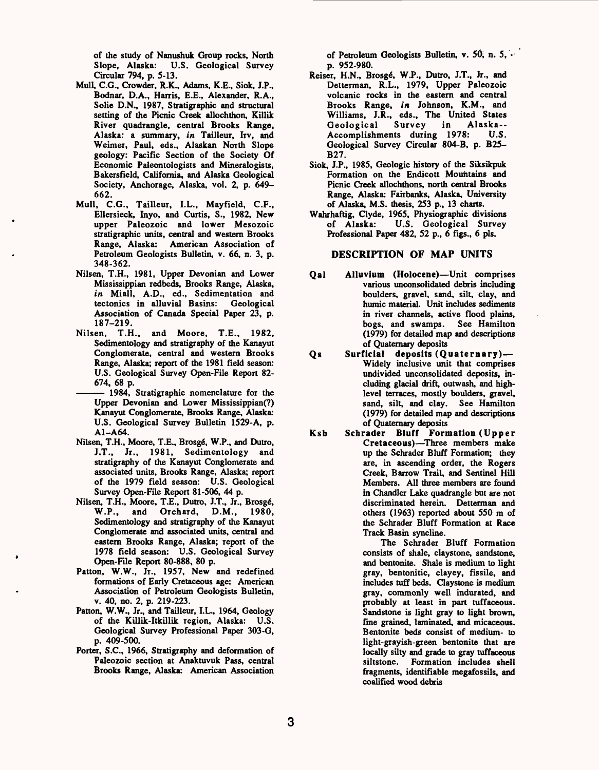of the study of Nanushuk Group rocks, North Slope, Alaska: U.S. Geological Survey Circular 794, p. 5-13.

Mull, C.G., Crowder, R.K., Adams, K.E., Siok, J.P., Bodnar, D.A., Harris, E.E., Alexander, R.A., Solie D.N., 1987, Stratigraphic and structural setting of the Picnic Creek allochthon, Killik River quadrangle, central Brooks Range, Alaska: a summary, *in* Tailleur, Irv, and Weimer, Paul, eds., Alaskan North Slope geology: Pacific Section of the Society Of Economic Paleontologists and Mineralogists, Bakersfield, California, and Alaska Geological Society, Anchorage, Alaska, vol. 2, p. 649-662.

Mull, C.G., Tailleur, I.L., Mayfield, C.F., Ellersieck, Inyo, and Curtis, S., 1982, New upper Paleozoic and lower Mesozoic stratigraphic units, central and western Brooks Range, Alaska: American Association of Petroleum Geologists Bulletin, v. 66, n. 3, p. 348-362.

Nilsen, T.H., 1981, Upper Devonian and Lower Mississippian redbeds, Brooks Range, Alaska, *in* Miall, A.D., ed., Sedimentation and tectonics in alluvial Basins: Geological Association of Canada Special Paper 23, p. 187-219.

Nilsen, T.H., and Moore, T.E., 1982, Sedimentology and stratigraphy of the Kanayut Conglomerate, central and western Brooks Range, Alaska; report of the 1981 field season: U.S. Geological Survey Open-File Report 82-674, 68 p.

——— 1984, Stratigraphic nomenclature for the Upper Devonian and Lower Mississippian(?) Kanayut Conglomerate, Brooks Range, Alaska: U.S. Geological Survey Bulletin 1529-A, p. A1-A64.

Nilsen, T.H., Moore, T.E., Brosgé, W.P., and Dutro, J.T., Jr., 1981, Sedimentology and stratigraphy of the Kanayut Conglomerate and associated units, Brooks Range, Alaska; report of the 1979 field season: U.S. Geological Survey Open-File Report 81-506, 44 p.

Nilsen, T.H., Moore, T.E., Dutro, J.T., Jr., Brosgé, W.P., and Orchard, D.M., 1980, Sedimentology and stratigraphy of the Kanayut Conglomerate and associated units, central and eastern Brooks Range, Alaska; report of the 1978 field season: U.S. Geological Survey Open-File Report 80-888, 80 p.

Patton, W.W., Jr., 1957, New and redefined formations of Early Cretaceous age: American Association of Petroleum Geologists Bulletin, v. 40, no. 2, p. 219-223.

Patton, W.W., Jr., and Tailleur, I.L., 1964, Geology of the Killik-Itkillik region, Alaska: U.S. Geological Survey Professional Paper 303-G, p. 409-500.

Porter, S.C., 1966, Stratigraphy and deformation of Paleozoic section at Anaktuvuk Pass, central Brooks Range, Alaska: American Association of Petroleum Geologists Bulletin, v. 50, n. 5, p. 952-980.

Reiser, H.N., Brosgé, W.P., Dutro, J.T., Jr., and Detterman, R.L., 1979, Upper Paleozoic volcanic rocks in the eastern and central Brooks Range, *in* Johnson, K.M., and Williams, J.R., eds., The United States Geological Survey in Alaska--Accomplishments during 1978: U.S. Geological Survey Circular 804-B, p. B25-B27.

Siok, J.P., 1985, Geologic history of the Siksikpuk Formation on the Endicott Mountains and Picnic Creek allochthons, north central Brooks Range, Alaska: Fairbanks, Alaska, University of Alaska, M.S. thesis, 253 p., 13 charts.

Wahrhaftig, Clyde, 1965, Physiographic divisions of Alaska: U.S. Geological Survey Professional Paper 482, 52 p., 6 figs., 6 pls.

## DESCRIPTION OF MAP UNITS

**Qal** **Alluvium (Holocene)**—Unit comprises various unconsolidated debris including boulders, gravel, sand, silt, clay, and humic material. Unit includes sediments in river channels, active flood plains, bogs, and swamps. See Hamilton (1979) for detailed map and descriptions of Quaternary deposits

**Qs** **Surficial deposits (Quaternary)**—Widely inclusive unit that comprises undivided unconsolidated deposits, including glacial drift, outwash, and high-level terraces, mostly boulders, gravel, sand, silt, and clay. See Hamilton (1979) for detailed map and descriptions of Quaternary deposits

**Ksb** **Schrader Bluff Formation (Upper Cretaceous)**—Three members make up the Schrader Bluff Formation; they are, in ascending order, the Rogers Creek, Barrow Trail, and Sentinel Hill Members. All three members are found in Chandler Lake quadrangle but are not discriminated herein. Detterman and others (1963) reported about 550 m of the Schrader Bluff Formation at Race Track Basin syncline.

The Schrader Bluff Formation consists of shale, claystone, sandstone, and bentonite. Shale is medium to light gray, bentonitic, clayey, fissile, and includes tuff beds. Claystone is medium gray, commonly well indurated, and probably at least in part tuffaceous. Sandstone is light gray to light brown, fine grained, laminated, and micaceous. Bentonite beds consist of medium- to light-grayish-green bentonite that are locally silty and grade to gray tuffaceous siltstone. Formation includes shell fragments, identifiable megafossils, and coalified wood debris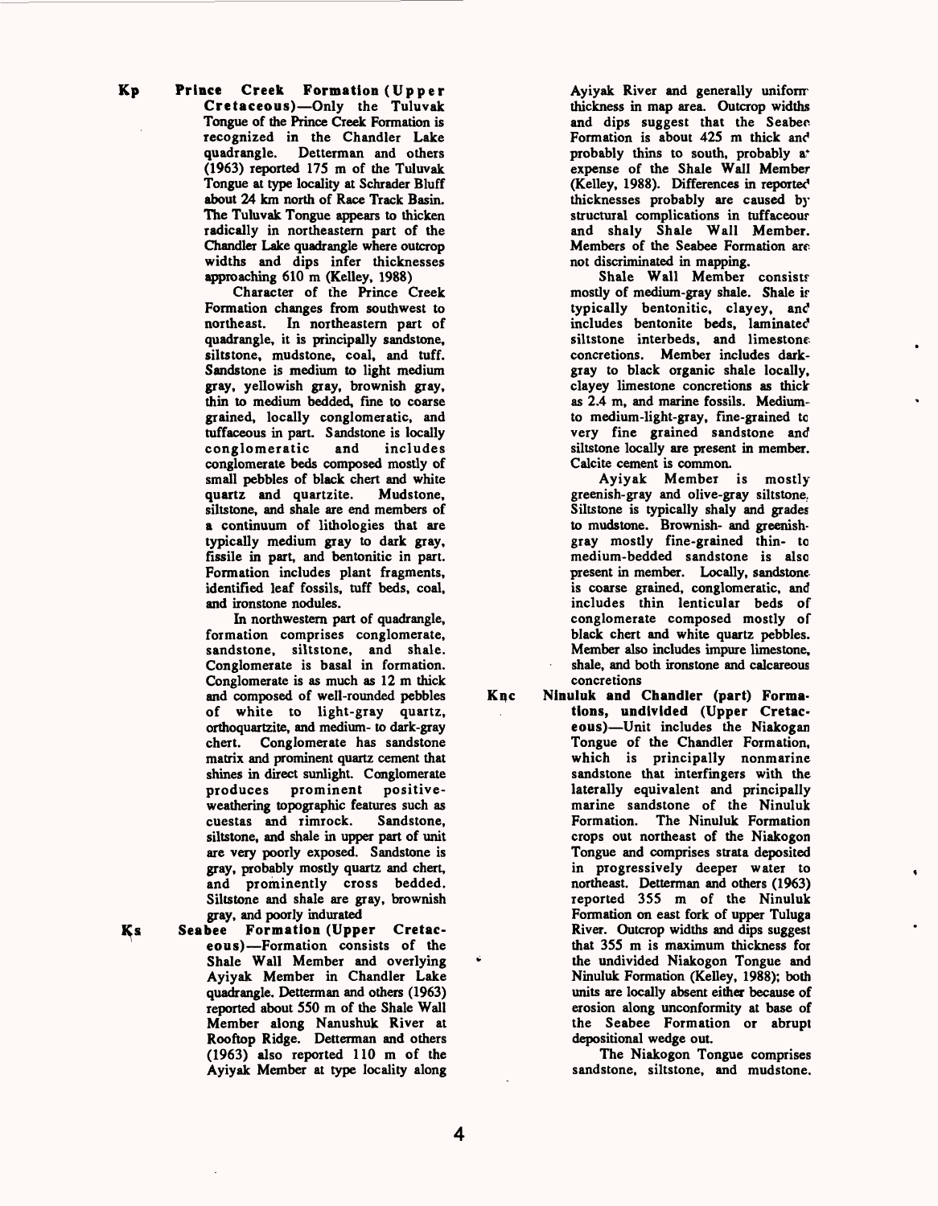**Kp** **Prince Creek Formation (Upper Cretaceous)**—Only the Tuluvak Tongue of the Prince Creek Formation is recognized in the Chandler Lake quadrangle. Detterman and others (1963) reported 175 m of the Tuluvak Tongue at type locality at Schrader Bluff about 24 km north of Race Track Basin. The Tuluvak Tongue appears to thicken radically in northeastern part of the Chandler Lake quadrangle where outcrop widths and dips infer thicknesses approaching 610 m (Kelley, 1988)

Character of the Prince Creek Formation changes from southwest to northeast. In northeastern part of quadrangle, it is principally sandstone, siltstone, mudstone, coal, and tuff. Sandstone is medium to light medium gray, yellowish gray, brownish gray, thin to medium bedded, fine to coarse grained, locally conglomeratic, and tuffaceous in part. Sandstone is locally conglomeratic and includes conglomerate beds composed mostly of small pebbles of black chert and white quartz and quartzite. Mudstone, siltstone, and shale are end members of a continuum of lithologies that are typically medium gray to dark gray, fissile in part, and bentonitic in part. Formation includes plant fragments, identified leaf fossils, tuff beds, coal, and ironstone nodules.

In northwestern part of quadrangle, formation comprises conglomerate, sandstone, siltstone, and shale. Conglomerate is basal in formation. Conglomerate is as much as 12 m thick and composed of well-rounded pebbles of white to light-gray quartz, orthoquartzite, and medium- to dark-gray chert. Conglomerate has sandstone matrix and prominent quartz cement that shines in direct sunlight. Conglomerate produces prominent positive-weathering topographic features such as cuestas and rimrock. Sandstone, siltstone, and shale in upper part of unit are very poorly exposed. Sandstone is gray, probably mostly quartz and chert, and prominently cross bedded. Siltstone and shale are gray, brownish gray, and poorly indurated

**Ks** **Seabee Formation (Upper Cretaceous)**—Formation consists of the Shale Wall Member and overlying Ayiyak Member in Chandler Lake quadrangle. Detterman and others (1963) reported about 550 m of the Shale Wall Member along Nanushuk River at Rooftop Ridge. Detterman and others (1963) also reported 110 m of the Ayiyak Member at type locality along Ayiyak River and generally uniform thickness in map area. Outcrop widths and dips suggest that the Seabee Formation is about 425 m thick and probably thins to south, probably at expense of the Shale Wall Member (Kelley, 1988). Differences in reported thicknesses probably are caused by structural complications in tuffaceous and shaly Shale Wall Member. Members of the Seabee Formation are not discriminated in mapping.

Shale Wall Member consists mostly of medium-gray shale. Shale is typically bentonitic, clayey, and includes bentonite beds, laminated siltstone interbeds, and limestone concretions. Member includes dark-gray to black organic shale locally, clayey limestone concretions as thick as 2.4 m, and marine fossils. Medium- to medium-light-gray, fine-grained to very fine grained sandstone and siltstone locally are present in member. Calcite cement is common.

Ayiyak Member is mostly greenish-gray and olive-gray siltstone. Siltstone is typically shaly and grades to mudstone. Brownish- and greenish-gray mostly fine-grained thin- to medium-bedded sandstone is also present in member. Locally, sandstone is coarse grained, conglomeratic, and includes thin lenticular beds of conglomerate composed mostly of black chert and white quartz pebbles. Member also includes impure limestone, shale, and both ironstone and calcareous concretions

**Knc** **Ninuluk and Chandler (part) Formations, undivided (Upper Cretaceous)**—Unit includes the Niakogan Tongue of the Chandler Formation, which is principally nonmarine sandstone that interfingers with the laterally equivalent and principally marine sandstone of the Ninuluk Formation. The Ninuluk Formation crops out northeast of the Niakogon Tongue and comprises strata deposited in progressively deeper water to northeast. Detterman and others (1963) reported 355 m of the Ninuluk Formation on east fork of upper Tuluga River. Outcrop widths and dips suggest that 355 m is maximum thickness for the undivided Niakogon Tongue and Ninuluk Formation (Kelley, 1988); both units are locally absent either because of erosion along unconformity at base of the Seabee Formation or abrupt depositional wedge out.

The Niakogon Tongue comprises sandstone, siltstone, and mudstone.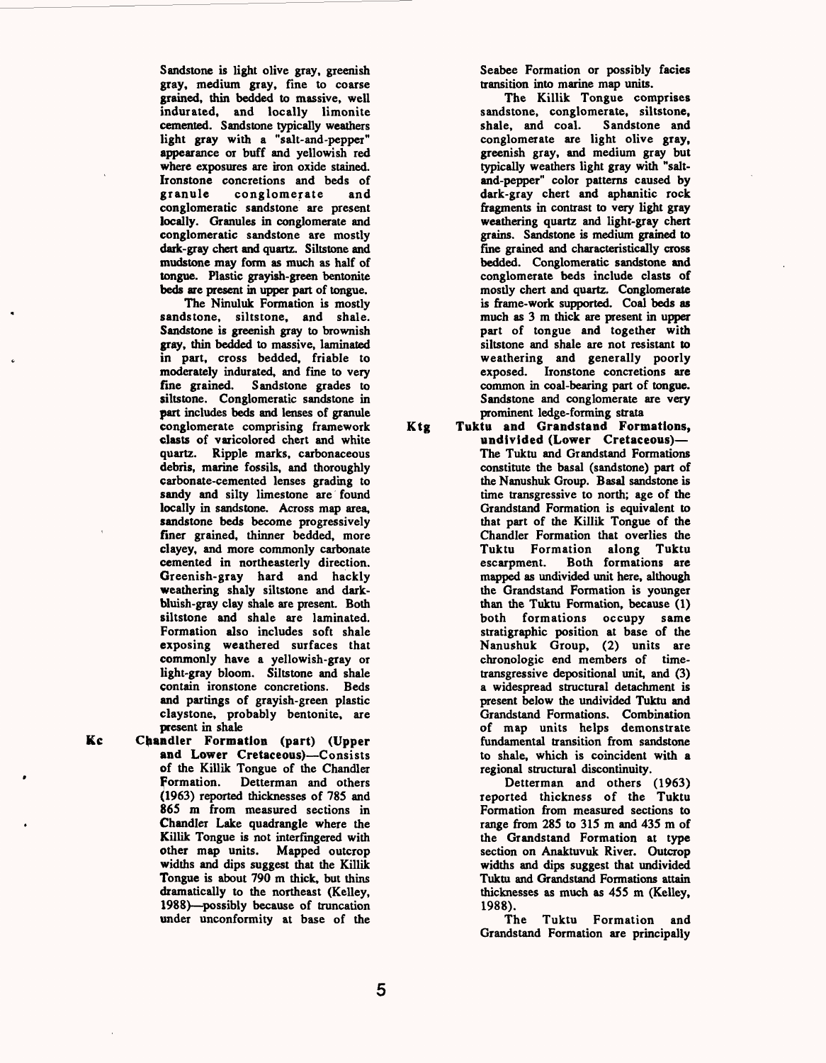Sandstone is light olive gray, greenish gray, medium gray, fine to coarse grained, thin bedded to massive, well indurated, and locally limonite cemented. Sandstone typically weathers light gray with a "salt-and-pepper" appearance or buff and yellowish red where exposures are iron oxide stained. Ironstone concretions and beds of granule conglomerate and conglomeratic sandstone are present locally. Granules in conglomerate and conglomeratic sandstone are mostly dark-gray chert and quartz. Siltstone and mudstone may form as much as half of tongue. Plastic grayish-green bentonite beds are present in upper part of tongue.

The Ninuluk Formation is mostly sandstone, siltstone, and shale. Sandstone is greenish gray to brownish gray, thin bedded to massive, laminated in part, cross bedded, friable to moderately indurated, and fine to very fine grained. Sandstone grades to siltstone. Conglomeratic sandstone in part includes beds and lenses of granule conglomerate comprising framework clasts of varicolored chert and white quartz. Ripple marks, carbonaceous debris, marine fossils, and thoroughly carbonate-cemented lenses grading to sandy and silty limestone are found locally in sandstone. Across map area, sandstone beds become progressively finer grained, thinner bedded, more clayey, and more commonly carbonate cemented in northeasterly direction. Greenish-gray hard and hackly weathering shaly siltstone and dark-bluish-gray clay shale are present. Both siltstone and shale are laminated. Formation also includes soft shale exposing weathered surfaces that commonly have a yellowish-gray or light-gray bloom. Siltstone and shale contain ironstone concretions. Beds and partings of grayish-green plastic claystone, probably bentonite, are present in shale

**Kc** **Chandler Formation (part) (Upper and Lower Cretaceous)**—Consists of the Killik Tongue of the Chandler Formation. Detterman and others (1963) reported thicknesses of 785 and 865 m from measured sections in Chandler Lake quadrangle where the Killik Tongue is not interfingered with other map units. Mapped outcrop widths and dips suggest that the Killik Tongue is about 790 m thick, but thins dramatically to the northeast (Kelley, 1988)—possibly because of truncation under unconformity at base of the Seabee Formation or possibly facies transition into marine map units.

The Killik Tongue comprises sandstone, conglomerate, siltstone, shale, and coal. Sandstone and conglomerate are light olive gray, greenish gray, and medium gray but typically weathers light gray with "salt-and-pepper" color patterns caused by dark-gray chert and aphanitic rock fragments in contrast to very light gray weathering quartz and light-gray chert grains. Sandstone is medium grained to fine grained and characteristically cross bedded. Conglomeratic sandstone and conglomerate beds include clasts of mostly chert and quartz. Conglomerate is frame-work supported. Coal beds as much as 3 m thick are present in upper part of tongue and together with siltstone and shale are not resistant to weathering and generally poorly exposed. Ironstone concretions are common in coal-bearing part of tongue. Sandstone and conglomerate are very prominent ledge-forming strata

**Ktg** **Tuktu and Grandstand Formations, undivided (Lower Cretaceous)**—The Tuktu and Grandstand Formations constitute the basal (sandstone) part of the Nanushuk Group. Basal sandstone is time transgressive to north; age of the Grandstand Formation is equivalent to that part of the Killik Tongue of the Chandler Formation that overlies the Tuktu Formation along Tuktu escarpment. Both formations are mapped as undivided unit here, although the Grandstand Formation is younger than the Tuktu Formation, because (1) both formations occupy same stratigraphic position at base of the Nanushuk Group, (2) units are chronologic end members of time-transgressive depositional unit, and (3) a widespread structural detachment is present below the undivided Tuktu and Grandstand Formations. Combination of map units helps demonstrate fundamental transition from sandstone to shale, which is coincident with a regional structural discontinuity.

Detterman and others (1963) reported thickness of the Tuktu Formation from measured sections to range from 285 to 315 m and 435 m of the Grandstand Formation at type section on Anaktuvuk River. Outcrop widths and dips suggest that undivided Tuktu and Grandstand Formations attain thicknesses as much as 455 m (Kelley, 1988).

The Tuktu Formation and Grandstand Formation are principally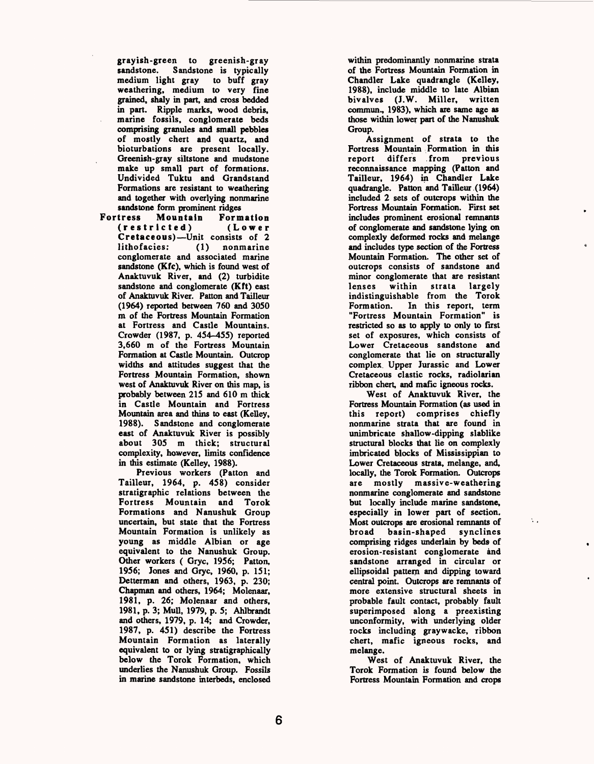grayish-green to greenish-gray sandstone. Sandstone is typically medium light gray to buff gray weathering, medium to very fine grained, shaly in part, and cross bedded in part. Ripple marks, wood debris, marine fossils, conglomerate beds comprising granules and small pebbles of mostly chert and quartz, and bioturbations are present locally. Greenish-gray siltstone and mudstone make up small part of formations. Undivided Tuktu and Grandstand Formations are resistant to weathering and together with overlying nonmarine sandstone form prominent ridges

**Fortress Mountain Formation (restricted) (Lower Cretaceous)**—Unit consists of 2 lithofacies: (1) nonmarine conglomerate and associated marine sandstone (Kfc), which is found west of Anaktuvuk River, and (2) turbidite sandstone and conglomerate (Kft) east of Anaktuvuk River. Patton and Tailleur (1964) reported between 760 and 3050 m of the Fortress Mountain Formation at Fortress and Castle Mountains. Crowder (1987, p. 454–455) reported 3,660 m of the Fortress Mountain Formation at Castle Mountain. Outcrop widths and attitudes suggest that the Fortress Mountain Formation, shown west of Anaktuvuk River on this map, is probably between 215 and 610 m thick in Castle Mountain and Fortress Mountain area and thins to east (Kelley, 1988). Sandstone and conglomerate east of Anaktuvuk River is possibly about 305 m thick; structural complexity, however, limits confidence in this estimate (Kelley, 1988).

Previous workers (Patton and Tailleur, 1964, p. 458) consider stratigraphic relations between the Fortress Mountain and Torok Formations and Nanushuk Group uncertain, but state that the Fortress Mountain Formation is unlikely as young as middle Albian or age equivalent to the Nanushuk Group. Other workers ( Gryc, 1956; Patton, 1956; Jones and Gryc, 1960, p. 151; Detterman and others, 1963, p. 230; Chapman and others, 1964; Molenaar, 1981, p. 26; Molenaar and others, 1981, p. 3; Mull, 1979, p. 5; Ahlbrandt and others, 1979, p. 14; and Crowder, 1987, p. 451) describe the Fortress Mountain Formation as laterally equivalent to or lying stratigraphically below the Torok Formation, which underlies the Nanushuk Group. Fossils in marine sandstone interbeds, enclosed within predominantly nonmarine strata of the Fortress Mountain Formation in Chandler Lake quadrangle (Kelley, 1988), include middle to late Albian bivalves (J.W. Miller, written commun., 1983), which are same age as those within lower part of the Nanushuk Group.

Assignment of strata to the Fortress Mountain Formation in this report differs from previous reconnaissance mapping (Patton and Tailleur, 1964) in Chandler Lake quadrangle. Patton and Tailleur (1964) included 2 sets of outcrops within the Fortress Mountain Formation. First set includes prominent erosional remnants of conglomerate and sandstone lying on complexly deformed rocks and melange and includes type section of the Fortress Mountain Formation. The other set of outcrops consists of sandstone and minor conglomerate that are resistant lenses within strata largely indistinguishable from the Torok Formation. In this report, term "Fortress Mountain Formation" is restricted so as to apply to only to first set of exposures, which consists of Lower Cretaceous sandstone and conglomerate that lie on structurally complex Upper Jurassic and Lower Cretaceous clastic rocks, radiolarian ribbon chert, and mafic igneous rocks.

West of Anaktuvuk River, the Fortress Mountain Formation (as used in this report) comprises chiefly nonmarine strata that are found in unimbricate shallow-dipping slablike structural blocks that lie on complexly imbricated blocks of Mississippian to Lower Cretaceous strata, melange, and, locally, the Torok Formation. Outcrops are mostly massive-weathering nonmarine conglomerate and sandstone but locally include marine sandstone, especially in lower part of section. Most outcrops are erosional remnants of broad basin-shaped synclines comprising ridges underlain by beds of erosion-resistant conglomerate and sandstone arranged in circular or ellipsoidal pattern and dipping toward central point. Outcrops are remnants of more extensive structural sheets in probable fault contact, probably fault superimposed along a preexisting unconformity, with underlying older rocks including graywacke, ribbon chert, mafic igneous rocks, and melange.

West of Anaktuvuk River, the Torok Formation is found below the Fortress Mountain Formation and crops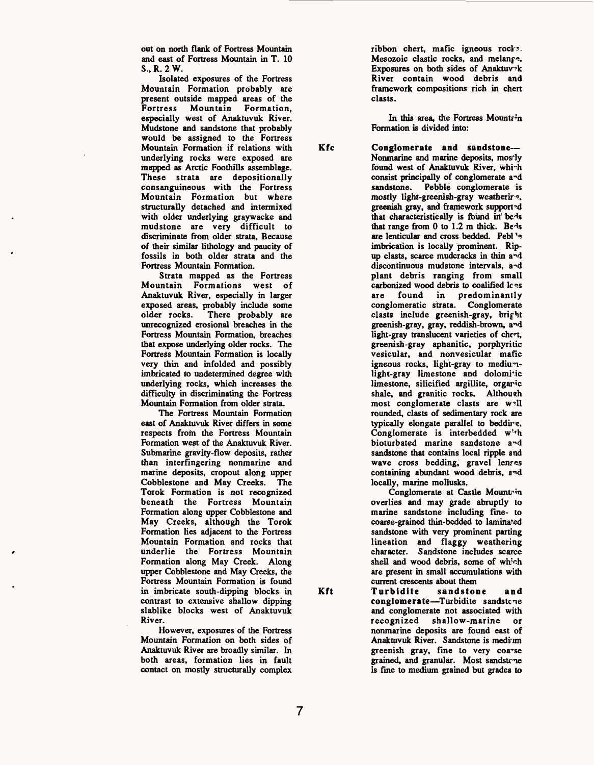out on north flank of Fortress Mountain and east of Fortress Mountain in T. 10 S., R. 2 W.

Isolated exposures of the Fortress Mountain Formation probably are present outside mapped areas of the Fortress Mountain Formation, especially west of Anaktuvuk River. Mudstone and sandstone that probably would be assigned to the Fortress Mountain Formation if relations with underlying rocks were exposed are mapped as Arctic Foothills assemblage. These strata are depositionally consanguineous with the Fortress Mountain Formation but where structurally detached and intermixed with older underlying graywacke and mudstone are very difficult to discriminate from older strata, Because of their similar lithology and paucity of fossils in both older strata and the Fortress Mountain Formation.

Strata mapped as the Fortress Mountain Formations west of Anaktuvuk River, especially in larger exposed areas, probably include some older rocks. There probably are unrecognized erosional breaches in the Fortress Mountain Formation, breaches that expose underlying older rocks. The Fortress Mountain Formation is locally very thin and infolded and possibly imbricated to undetermined degree with underlying rocks, which increases the difficulty in discriminating the Fortress Mountain Formation from older strata.

The Fortress Mountain Formation east of Anaktuvuk River differs in some respects from the Fortress Mountain Formation west of the Anaktuvuk River. Submarine gravity-flow deposits, rather than interfingering nonmarine and marine deposits, cropout along upper Cobblestone and May Creeks. The Torok Formation is not recognized beneath the Fortress Mountain Formation along upper Cobblestone and May Creeks, although the Torok Formation lies adjacent to the Fortress Mountain Formation and rocks that underlie the Fortress Mountain Formation along May Creek. Along upper Cobblestone and May Creeks, the Fortress Mountain Formation is found in imbricate south-dipping blocks in contrast to extensive shallow dipping slablike blocks west of Anaktuvuk River.

However, exposures of the Fortress Mountain Formation on both sides of Anaktuvuk River are broadly similar. In both areas, formation lies in fault contact on mostly structurally complex ribbon chert, mafic igneous rocks, Mesozoic clastic rocks, and melange. Exposures on both sides of Anaktuvuk River contain wood debris and framework compositions rich in chert clasts.

In this area, the Fortress Mountain Formation is divided into:

**Kfc** **Conglomerate and sandstone**—Nonmarine and marine deposits, mostly found west of Anaktuvuk River, which consist principally of conglomerate and sandstone. Pebble conglomerate is mostly light-greenish-gray weathering, greenish gray, and framework supported that characteristically is found in beds that range from 0 to 1.2 m thick. Beds are lenticular and cross bedded. Pebble imbrication is locally prominent. Rip-up clasts, scarce mudcracks in thin and discontinuous mudstone intervals, and plant debris ranging from small carbonized wood debris to coalified logs are found in predominantly conglomeratic strata. Conglomerate clasts include greenish-gray, bright greenish-gray, gray, reddish-brown, and light-gray translucent varieties of chert, greenish-gray aphanitic, porphyritic vesicular, and nonvesicular mafic igneous rocks, light-gray to medium-light-gray limestone and dolomitic limestone, silicified argillite, organic shale, and granitic rocks. Although most conglomerate clasts are well rounded, clasts of sedimentary rock are typically elongate parallel to bedding. Conglomerate is interbedded with bioturbated marine sandstone and sandstone that contains local ripple and wave cross bedding, gravel lenses containing abundant wood debris, and locally, marine mollusks.

Conglomerate at Castle Mountain overlies and may grade abruptly to marine sandstone including fine- to coarse-grained thin-bedded to laminated sandstone with very prominent parting lineation and flaggy weathering character. Sandstone includes scarce shell and wood debris, some of which are present in small accumulations with current crescents about them

**Kft** **Turbidite sandstone and conglomerate**—Turbidite sandstone and conglomerate not associated with recognized shallow-marine or nonmarine deposits are found east of Anaktuvuk River. Sandstone is medium greenish gray, fine to very coarse grained, and granular. Most sandstone is fine to medium grained but grades to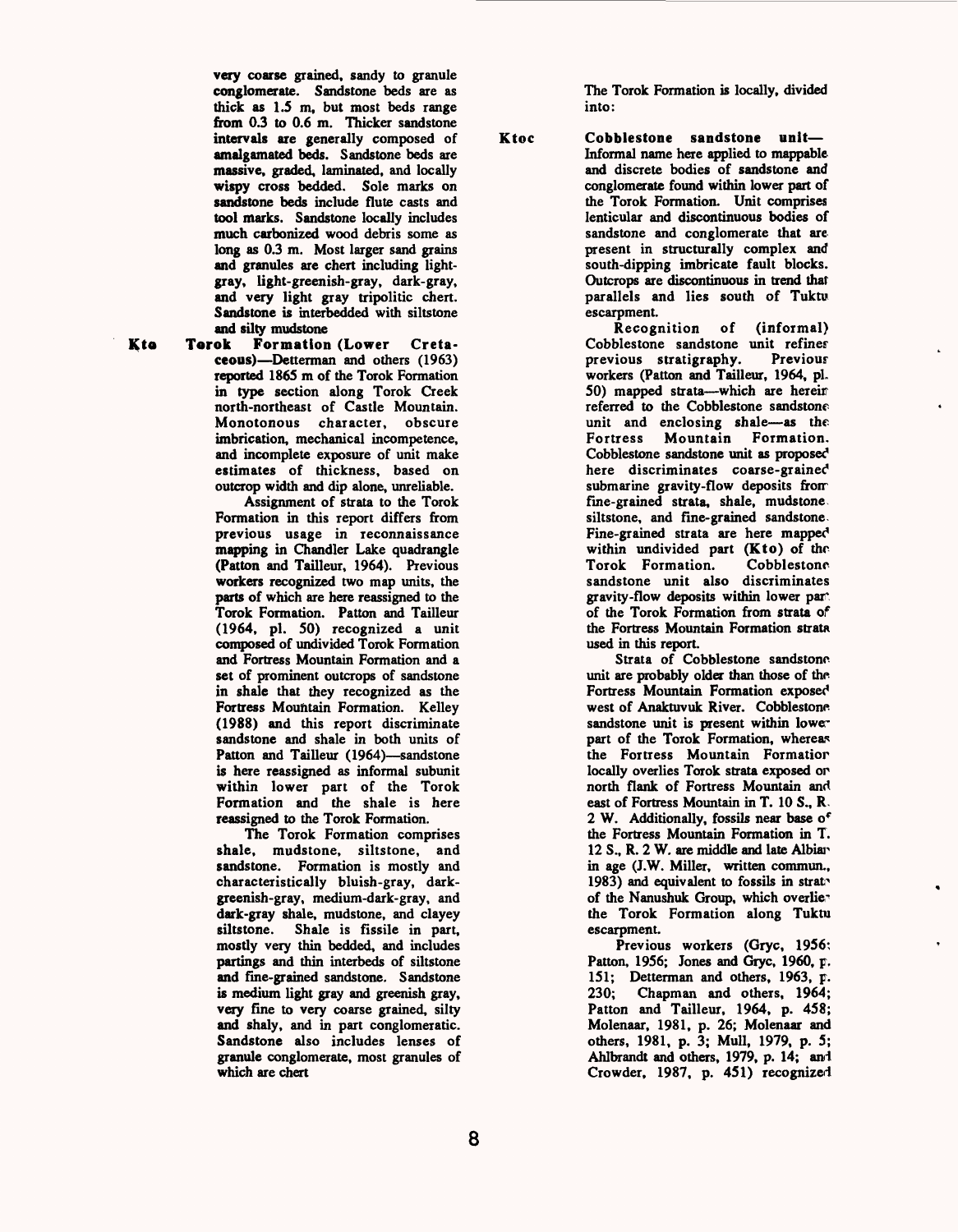very coarse grained, sandy to granule conglomerate. Sandstone beds are as thick as 1.5 m, but most beds range from 0.3 to 0.6 m. Thicker sandstone intervals are generally composed of amalgamated beds. Sandstone beds are massive, graded, laminated, and locally wispy cross bedded. Sole marks on sandstone beds include flute casts and tool marks. Sandstone locally includes much carbonized wood debris some as long as 0.3 m. Most larger sand grains and granules are chert including light-gray, light-greenish-gray, dark-gray, and very light gray tripolitic chert. Sandstone is interbedded with siltstone and silty mudstone

**Kto** **Torok Formation (Lower Cretaceous)**—Detterman and others (1963) reported 1865 m of the Torok Formation in type section along Torok Creek north-northeast of Castle Mountain. Monotonous character, obscure imbrication, mechanical incompetence, and incomplete exposure of unit make estimates of thickness, based on outcrop width and dip alone, unreliable.

Assignment of strata to the Torok Formation in this report differs from previous usage in reconnaissance mapping in Chandler Lake quadrangle (Patton and Tailleur, 1964). Previous workers recognized two map units, the parts of which are here reassigned to the Torok Formation. Patton and Tailleur (1964, pl. 50) recognized a unit composed of undivided Torok Formation and Fortress Mountain Formation and a set of prominent outcrops of sandstone in shale that they recognized as the Fortress Mountain Formation. Kelley (1988) and this report discriminate sandstone and shale in both units of Patton and Tailleur (1964)—sandstone is here reassigned as informal subunit within lower part of the Torok Formation and the shale is here reassigned to the Torok Formation.

The Torok Formation comprises shale, mudstone, siltstone, and sandstone. Formation is mostly and characteristically bluish-gray, dark-greenish-gray, medium-dark-gray, and dark-gray shale, mudstone, and clayey siltstone. Shale is fissile in part, mostly very thin bedded, and includes partings and thin interbeds of siltstone and fine-grained sandstone. Sandstone is medium light gray and greenish gray, very fine to very coarse grained, silty and shaly, and in part conglomeratic. Sandstone also includes lenses of granule conglomerate, most granules of which are chert

The Torok Formation is locally, divided into:

**Ktoc** **Cobblestone sandstone unit**— Informal name here applied to mappable and discrete bodies of sandstone and conglomerate found within lower part of the Torok Formation. Unit comprises lenticular and discontinuous bodies of sandstone and conglomerate that are present in structurally complex and south-dipping imbricate fault blocks. Outcrops are discontinuous in trend that parallels and lies south of Tuktu escarpment.

Recognition of (informal) Cobblestone sandstone unit refines previous stratigraphy. Previous workers (Patton and Tailleur, 1964, pl. 50) mapped strata—which are herein referred to the Cobblestone sandstone unit and enclosing shale—as the Fortress Mountain Formation. Cobblestone sandstone unit as proposed here discriminates coarse-grained submarine gravity-flow deposits from fine-grained strata, shale, mudstone, siltstone, and fine-grained sandstone. Fine-grained strata are here mapped within undivided part (**Kto**) of the Torok Formation. Cobblestone sandstone unit also discriminates gravity-flow deposits within lower part of the Torok Formation from strata of the Fortress Mountain Formation strata used in this report.

Strata of Cobblestone sandstone unit are probably older than those of the Fortress Mountain Formation exposed west of Anaktuvuk River. Cobblestone sandstone unit is present within lower part of the Torok Formation, whereas the Fortress Mountain Formation locally overlies Torok strata exposed on north flank of Fortress Mountain and east of Fortress Mountain in T. 10 S., R. 2 W. Additionally, fossils near base of the Fortress Mountain Formation in T. 12 S., R. 2 W. are middle and late Albian in age (J.W. Miller, written commun., 1983) and equivalent to fossils in strata of the Nanushuk Group, which overlies the Torok Formation along Tuktu escarpment.

Previous workers (Gryc, 1956; Patton, 1956; Jones and Gryc, 1960, p. 151; Detterman and others, 1963, p. 230; Chapman and others, 1964; Patton and Tailleur, 1964, p. 458; Molenaar, 1981, p. 26; Molenaar and others, 1981, p. 3; Mull, 1979, p. 5; Ahlbrandt and others, 1979, p. 14; and Crowder, 1987, p. 451) recognized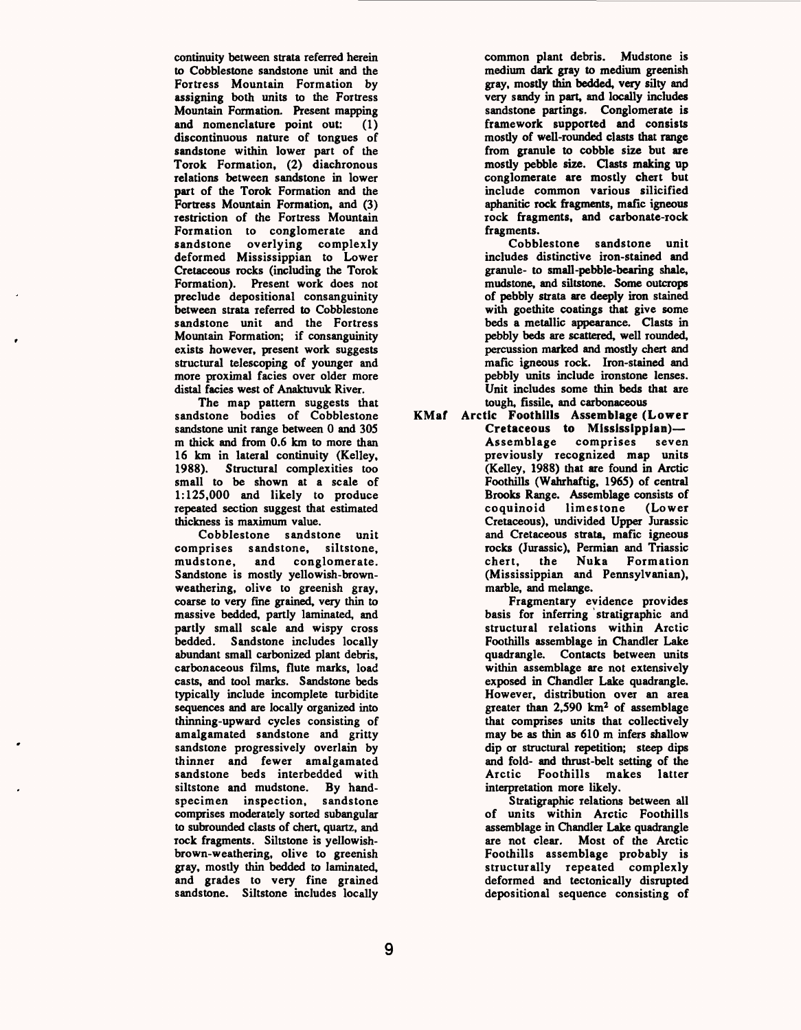continuity between strata referred herein to Cobblestone sandstone unit and the Fortress Mountain Formation by assigning both units to the Fortress Mountain Formation. Present mapping and nomenclature point out: (1) discontinuous nature of tongues of sandstone within lower part of the Torok Formation, (2) diachronous relations between sandstone in lower part of the Torok Formation and the Fortress Mountain Formation, and (3) restriction of the Fortress Mountain Formation to conglomerate and sandstone overlying complexly deformed Mississippian to Lower Cretaceous rocks (including the Torok Formation). Present work does not preclude depositional consanguinity between strata referred to Cobblestone sandstone unit and the Fortress Mountain Formation; if consanguinity exists however, present work suggests structural telescoping of younger and more proximal facies over older more distal facies west of Anaktuvuk River.

The map pattern suggests that sandstone bodies of Cobblestone sandstone unit range between 0 and 305 m thick and from 0.6 km to more than 16 km in lateral continuity (Kelley, 1988). Structural complexities too small to be shown at a scale of 1:125,000 and likely to produce repeated section suggest that estimated thickness is maximum value.

Cobblestone sandstone unit comprises sandstone, siltstone, mudstone, and conglomerate. Sandstone is mostly yellowish-brown-weathering, olive to greenish gray, coarse to very fine grained, very thin to massive bedded, partly laminated, and partly small scale and wispy cross bedded. Sandstone includes locally abundant small carbonized plant debris, carbonaceous films, flute marks, load casts, and tool marks. Sandstone beds typically include incomplete turbidite sequences and are locally organized into thinning-upward cycles consisting of amalgamated sandstone and gritty sandstone progressively overlain by thinner and fewer amalgamated sandstone beds interbedded with siltstone and mudstone. By hand-specimen inspection, sandstone comprises moderately sorted subangular to subrounded clasts of chert, quartz, and rock fragments. Siltstone is yellowish-brown-weathering, olive to greenish gray, mostly thin bedded to laminated, and grades to very fine grained sandstone. Siltstone includes locally common plant debris. Mudstone is medium dark gray to medium greenish gray, mostly thin bedded, very silty and very sandy in part, and locally includes sandstone partings. Conglomerate is framework supported and consists mostly of well-rounded clasts that range from granule to cobble size but are mostly pebble size. Clasts making up conglomerate are mostly chert but include common various silicified aphanitic rock fragments, mafic igneous rock fragments, and carbonate-rock fragments.

Cobblestone sandstone unit includes distinctive iron-stained and granule- to small-pebble-bearing shale, mudstone, and siltstone. Some outcrops of pebbly strata are deeply iron stained with goethite coatings that give some beds a metallic appearance. Clasts in pebbly beds are scattered, well rounded, percussion marked and mostly chert and mafic igneous rock. Iron-stained and pebbly units include ironstone lenses. Unit includes some thin beds that are tough, fissile, and carbonaceous

**KMaf Arctic Foothills Assemblage (Lower Cretaceous to Mississippian)**—Assemblage comprises seven previously recognized map units (Kelley, 1988) that are found in Arctic Foothills (Wahrhaftig, 1965) of central Brooks Range. Assemblage consists of coquinoid limestone (Lower Cretaceous), undivided Upper Jurassic and Cretaceous strata, mafic igneous rocks (Jurassic), Permian and Triassic chert, the Nuka Formation (Mississippian and Pennsylvanian), marble, and melange.

Fragmentary evidence provides basis for inferring stratigraphic and structural relations within Arctic Foothills assemblage in Chandler Lake quadrangle. Contacts between units within assemblage are not extensively exposed in Chandler Lake quadrangle. However, distribution over an area greater than 2,590 km² of assemblage that comprises units that collectively may be as thin as 610 m infers shallow dip or structural repetition; steep dips and fold- and thrust-belt setting of the Arctic Foothills makes latter interpretation more likely.

Stratigraphic relations between all of units within Arctic Foothills assemblage in Chandler Lake quadrangle are not clear. Most of the Arctic Foothills assemblage probably is structurally repeated complexly deformed and tectonically disrupted depositional sequence consisting of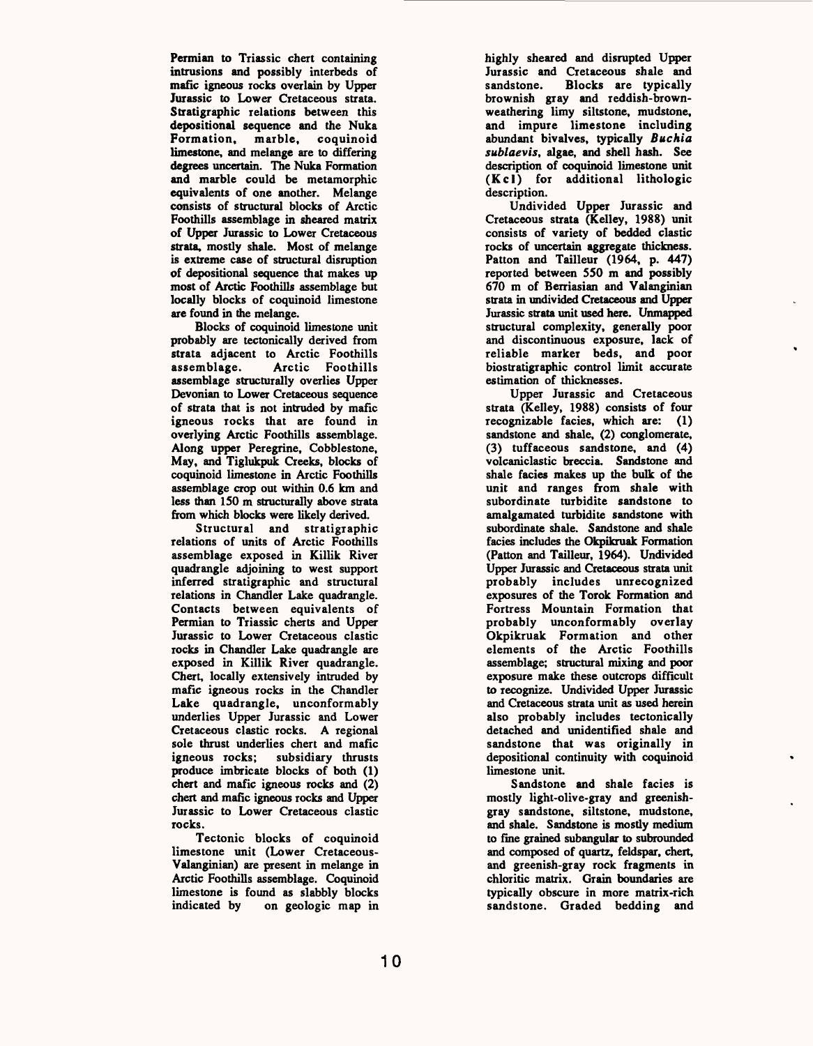Permian to Triassic chert containing intrusions and possibly interbeds of mafic igneous rocks overlain by Upper Jurassic to Lower Cretaceous strata. Stratigraphic relations between this depositional sequence and the Nuka Formation, marble, coquinoid limestone, and melange are to differing degrees uncertain. The Nuka Formation and marble could be metamorphic equivalents of one another. Melange consists of structural blocks of Arctic Foothills assemblage in sheared matrix of Upper Jurassic to Lower Cretaceous strata, mostly shale. Most of melange is extreme case of structural disruption of depositional sequence that makes up most of Arctic Foothills assemblage but locally blocks of coquinoid limestone are found in the melange.

Blocks of coquinoid limestone unit probably are tectonically derived from strata adjacent to Arctic Foothills assemblage. Arctic Foothills assemblage structurally overlies Upper Devonian to Lower Cretaceous sequence of strata that is not intruded by mafic igneous rocks that are found in overlying Arctic Foothills assemblage. Along upper Peregrine, Cobblestone, May, and Tiglukpuk Creeks, blocks of coquinoid limestone in Arctic Foothills assemblage crop out within 0.6 km and less than 150 m structurally above strata from which blocks were likely derived.

Structural and stratigraphic relations of units of Arctic Foothills assemblage exposed in Killik River quadrangle adjoining to west support inferred stratigraphic and structural relations in Chandler Lake quadrangle. Contacts between equivalents of Permian to Triassic cherts and Upper Jurassic to Lower Cretaceous clastic rocks in Chandler Lake quadrangle are exposed in Killik River quadrangle. Chert, locally extensively intruded by mafic igneous rocks in the Chandler Lake quadrangle, unconformably underlies Upper Jurassic and Lower Cretaceous clastic rocks. A regional sole thrust underlies chert and mafic igneous rocks; subsidiary thrusts produce imbricate blocks of both (1) chert and mafic igneous rocks and (2) chert and mafic igneous rocks and Upper Jurassic to Lower Cretaceous clastic rocks.

Tectonic blocks of coquinoid limestone unit (Lower Cretaceous-Valanginian) are present in melange in Arctic Foothills assemblage. Coquinoid limestone is found as slabbly blocks indicated by on geologic map in highly sheared and disrupted Upper Jurassic and Cretaceous shale and sandstone. Blocks are typically brownish gray and reddish-brown-weathering limy siltstone, mudstone, and impure limestone including abundant bivalves, typically *Buchia sublaevis*, algae, and shell hash. See description of coquinoid limestone unit (Kcl) for additional lithologic description.

Undivided Upper Jurassic and Cretaceous strata (Kelley, 1988) unit consists of variety of bedded clastic rocks of uncertain aggregate thickness. Patton and Tailleur (1964, p. 447) reported between 550 m and possibly 670 m of Berriasian and Valanginian strata in undivided Cretaceous and Upper Jurassic strata unit used here. Unmapped structural complexity, generally poor and discontinuous exposure, lack of reliable marker beds, and poor biostratigraphic control limit accurate estimation of thicknesses.

Upper Jurassic and Cretaceous strata (Kelley, 1988) consists of four recognizable facies, which are: (1) sandstone and shale, (2) conglomerate, (3) tuffaceous sandstone, and (4) volcaniclastic breccia. Sandstone and shale facies makes up the bulk of the unit and ranges from shale with subordinate turbidite sandstone to amalgamated turbidite sandstone with subordinate shale. Sandstone and shale facies includes the Okpikruak Formation (Patton and Tailleur, 1964). Undivided Upper Jurassic and Cretaceous strata unit probably includes unrecognized exposures of the Torok Formation and Fortress Mountain Formation that probably unconformably overlay Okpikruak Formation and other elements of the Arctic Foothills assemblage; structural mixing and poor exposure make these outcrops difficult to recognize. Undivided Upper Jurassic and Cretaceous strata unit as used herein also probably includes tectonically detached and unidentified shale and sandstone that was originally in depositional continuity with coquinoid limestone unit.

Sandstone and shale facies is mostly light-olive-gray and greenish-gray sandstone, siltstone, mudstone, and shale. Sandstone is mostly medium to fine grained subangular to subrounded and composed of quartz, feldspar, chert, and greenish-gray rock fragments in chloritic matrix. Grain boundaries are typically obscure in more matrix-rich sandstone. Graded bedding and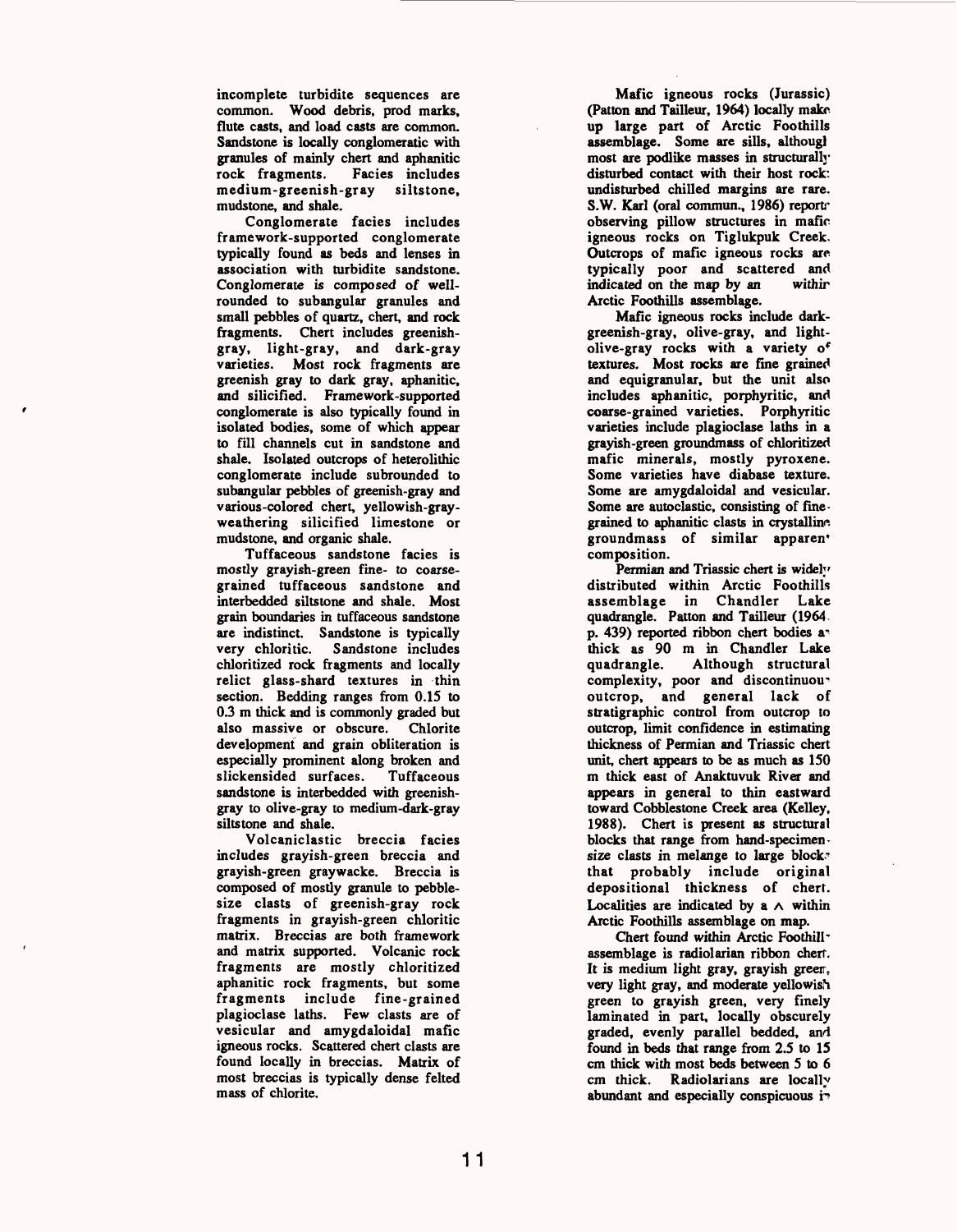incomplete turbidite sequences are common. Wood debris, prod marks, flute casts, and load casts are common. Sandstone is locally conglomeratic with granules of mainly chert and aphanitic rock fragments. Facies includes medium-greenish-gray siltstone, mudstone, and shale.

Conglomerate facies includes framework-supported conglomerate typically found as beds and lenses in association with turbidite sandstone. Conglomerate is composed of well-rounded to subangular granules and small pebbles of quartz, chert, and rock fragments. Chert includes greenish-gray, light-gray, and dark-gray varieties. Most rock fragments are greenish gray to dark gray, aphanitic, and silicified. Framework-supported conglomerate is also typically found in isolated bodies, some of which appear to fill channels cut in sandstone and shale. Isolated outcrops of heterolithic conglomerate include subrounded to subangular pebbles of greenish-gray and various-colored chert, yellowish-gray-weathering silicified limestone or mudstone, and organic shale.

Tuffaceous sandstone facies is mostly grayish-green fine- to coarse-grained tuffaceous sandstone and interbedded siltstone and shale. Most grain boundaries in tuffaceous sandstone are indistinct. Sandstone is typically very chloritic. Sandstone includes chloritized rock fragments and locally relict glass-shard textures in thin section. Bedding ranges from 0.15 to 0.3 m thick and is commonly graded but also massive or obscure. Chlorite development and grain obliteration is especially prominent along broken and slickensided surfaces. Tuffaceous sandstone is interbedded with greenish-gray to olive-gray to medium-dark-gray siltstone and shale.

Volcaniclastic breccia facies includes grayish-green breccia and grayish-green graywacke. Breccia is composed of mostly granule to pebble-size clasts of greenish-gray rock fragments in grayish-green chloritic matrix. Breccias are both framework and matrix supported. Volcanic rock fragments are mostly chloritized aphanitic rock fragments, but some fragments include fine-grained plagioclase laths. Few clasts are of vesicular and amygdaloidal mafic igneous rocks. Scattered chert clasts are found locally in breccias. Matrix of most breccias is typically dense felted mass of chlorite.

Mafic igneous rocks (Jurassic) (Patton and Tailleur, 1964) locally make up large part of Arctic Foothills assemblage. Some are sills, although most are podlike masses in structurally disturbed contact with their host rock; undisturbed chilled margins are rare. S.W. Karl (oral commun., 1986) reports observing pillow structures in mafic igneous rocks on Tiglukpuk Creek. Outcrops of mafic igneous rocks are typically poor and scattered and indicated on the map by an within Arctic Foothills assemblage.

Mafic igneous rocks include dark-greenish-gray, olive-gray, and light-olive-gray rocks with a variety of textures. Most rocks are fine grained and equigranular, but the unit also includes aphanitic, porphyritic, and coarse-grained varieties. Porphyritic varieties include plagioclase laths in a grayish-green groundmass of chloritized mafic minerals, mostly pyroxene. Some varieties have diabase texture. Some are amygdaloidal and vesicular. Some are autoclastic, consisting of fine-grained to aphanitic clasts in crystalline groundmass of similar apparent composition.

Permian and Triassic chert is widely distributed within Arctic Foothills assemblage in Chandler Lake quadrangle. Patton and Tailleur (1964, p. 439) reported ribbon chert bodies as thick as 90 m in Chandler Lake quadrangle. Although structural complexity, poor and discontinuous outcrop, and general lack of stratigraphic control from outcrop to outcrop, limit confidence in estimating thickness of Permian and Triassic chert unit, chert appears to be as much as 150 m thick east of Anaktuvuk River and appears in general to thin eastward toward Cobblestone Creek area (Kelley, 1988). Chert is present as structural blocks that range from hand-specimen-size clasts in melange to large blocks that probably include original depositional thickness of chert. Localities are indicated by a ∧ within Arctic Foothills assemblage on map.

Chert found within Arctic Foothills assemblage is radiolarian ribbon chert. It is medium light gray, grayish green, very light gray, and moderate yellowish green to grayish green, very finely laminated in part, locally obscurely graded, evenly parallel bedded, and found in beds that range from 2.5 to 15 cm thick with most beds between 5 to 6 cm thick. Radiolarians are locally abundant and especially conspicuous in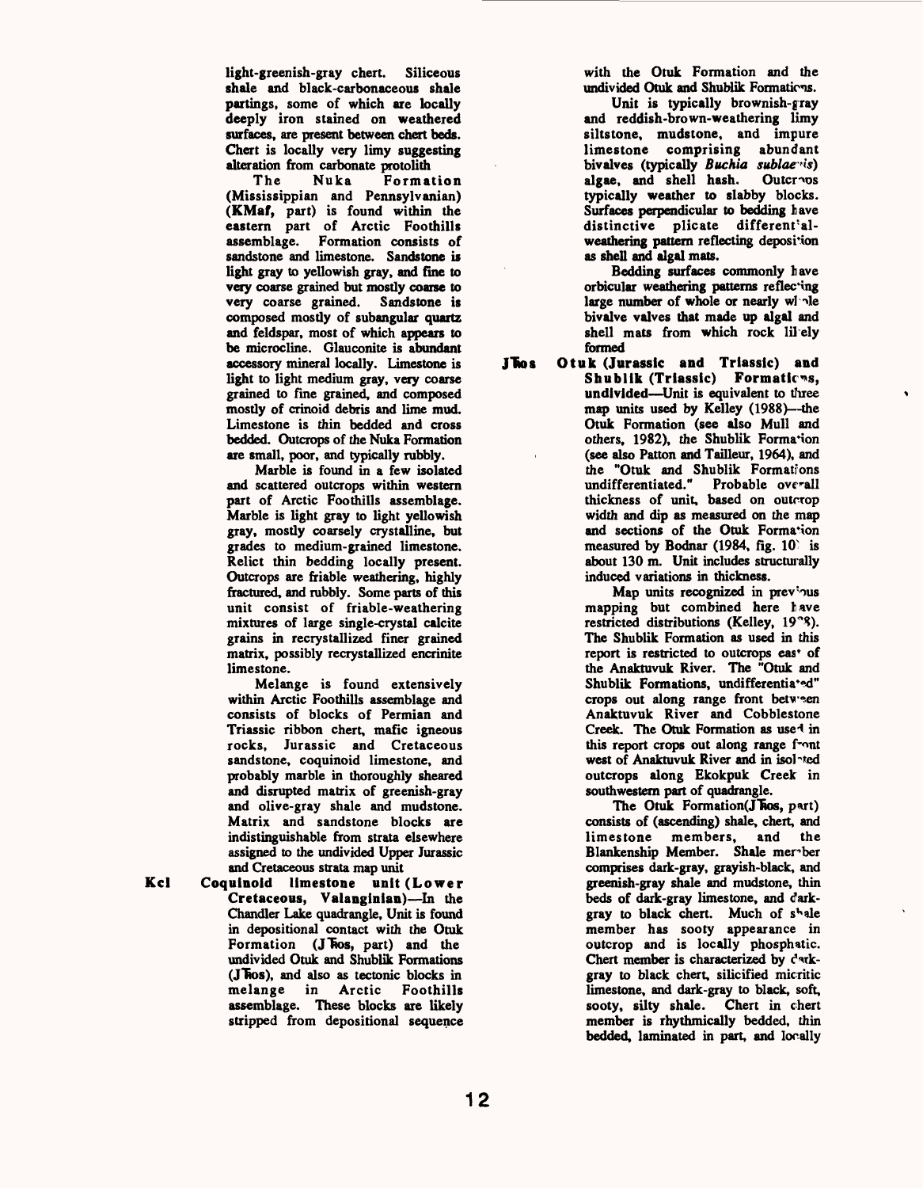light-greenish-gray chert. Siliceous shale and black-carbonaceous shale partings, some of which are locally deeply iron stained on weathered surfaces, are present between chert beds. Chert is locally very limy suggesting alteration from carbonate protolith

The Nuka Formation (Mississippian and Pennsylvanian) (**KMaf**, part) is found within the eastern part of Arctic Foothills assemblage. Formation consists of sandstone and limestone. Sandstone is light gray to yellowish gray, and fine to very coarse grained but mostly coarse to very coarse grained. Sandstone is composed mostly of subangular quartz and feldspar, most of which appears to be microcline. Glauconite is abundant accessory mineral locally. Limestone is light to light medium gray, very coarse grained to fine grained, and composed mostly of crinoid debris and lime mud. Limestone is thin bedded and cross bedded. Outcrops of the Nuka Formation are small, poor, and typically rubbly.

Marble is found in a few isolated and scattered outcrops within western part of Arctic Foothills assemblage. Marble is light gray to light yellowish gray, mostly coarsely crystalline, but grades to medium-grained limestone. Relict thin bedding locally present. Outcrops are friable weathering, highly fractured, and rubbly. Some parts of this unit consist of friable-weathering mixtures of large single-crystal calcite grains in recrystallized finer grained matrix, possibly recrystallized encrinite limestone.

Melange is found extensively within Arctic Foothills assemblage and consists of blocks of Permian and Triassic ribbon chert, mafic igneous rocks, Jurassic and Cretaceous sandstone, coquinoid limestone, and probably marble in thoroughly sheared and disrupted matrix of greenish-gray and olive-gray shale and mudstone. Matrix and sandstone blocks are indistinguishable from strata elsewhere assigned to the undivided Upper Jurassic and Cretaceous strata map unit

**Kcl** **Coquinoid limestone unit (Lower Cretaceous, Valanginian)**—In the Chandler Lake quadrangle, Unit is found in depositional contact with the Otuk Formation (**J**T**os**, part) and the undivided Otuk and Shublik Formations (**J**T**os**), and also as tectonic blocks in melange in Arctic Foothills assemblage. These blocks are likely stripped from depositional sequence with the Otuk Formation and the undivided Otuk and Shublik Formations.

Unit is typically brownish-gray and reddish-brown-weathering limy siltstone, mudstone, and impure limestone comprising abundant bivalves (typically *Buchia sublaevis*) algae, and shell hash. Outcrops typically weather to slabby blocks. Surfaces perpendicular to bedding have distinctive plicate differential-weathering pattern reflecting deposition as shell and algal mats.

Bedding surfaces commonly have orbicular weathering patterns reflecting large number of whole or nearly whole bivalve valves that made up algal and shell mats from which rock likely formed

**J**T**os** **Otuk (Jurassic and Triassic) and Shublik (Triassic) Formations, undivided**—Unit is equivalent to three map units used by Kelley (1988)—the Otuk Formation (see also Mull and others, 1982), the Shublik Formation (see also Patton and Tailleur, 1964), and the "Otuk and Shublik Formations undifferentiated." Probable overall thickness of unit, based on outcrop width and dip as measured on the map and sections of the Otuk Formation measured by Bodnar (1984, fig. 10) is about 130 m. Unit includes structurally induced variations in thickness.

Map units recognized in previous mapping but combined here have restricted distributions (Kelley, 1988). The Shublik Formation as used in this report is restricted to outcrops east of the Anaktuvuk River. The "Otuk and Shublik Formations, undifferentiated" crops out along range front between Anaktuvuk River and Cobblestone Creek. The Otuk Formation as used in this report crops out along range front west of Anaktuvuk River and in isolated outcrops along Ekokpuk Creek in southwestern part of quadrangle.

The Otuk Formation(**J**T**os**, part) consists of (ascending) shale, chert, and limestone members, and the Blankenship Member. Shale member comprises dark-gray, grayish-black, and greenish-gray shale and mudstone, thin beds of dark-gray limestone, and dark-gray to black chert. Much of shale member has sooty appearance in outcrop and is locally phosphatic. Chert member is characterized by dark-gray to black chert, silicified micritic limestone, and dark-gray to black, soft, sooty, silty shale. Chert in chert member is rhythmically bedded, thin bedded, laminated in part, and locally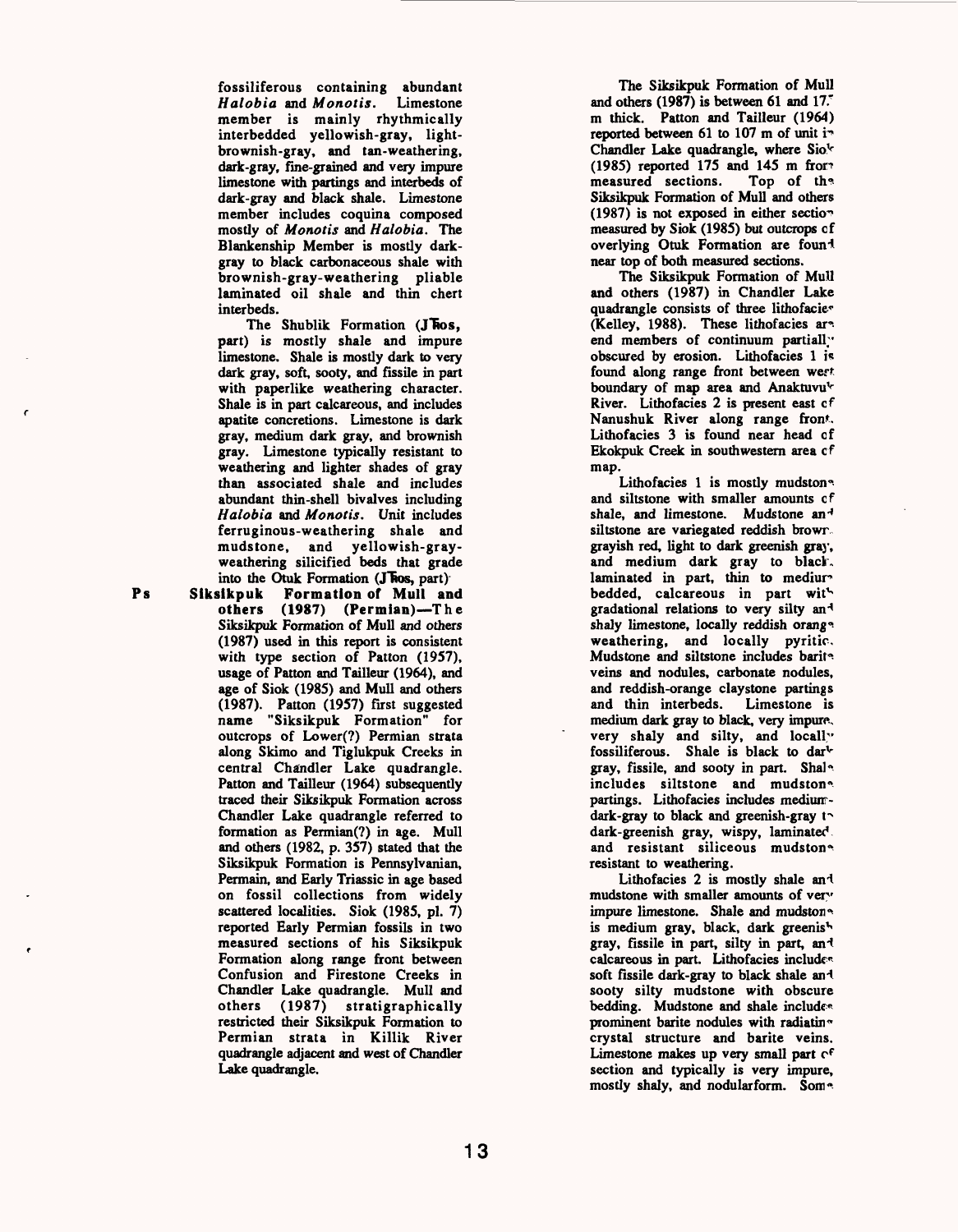fossiliferous containing abundant *Halobia* and *Monotis*. Limestone member is mainly rhythmically interbedded yellowish-gray, light-brownish-gray, and tan-weathering, dark-gray, fine-grained and very impure limestone with partings and interbeds of dark-gray and black shale. Limestone member includes coquina composed mostly of *Monotis* and *Halobia*. The Blankenship Member is mostly dark-gray to black carbonaceous shale with brownish-gray-weathering pliable laminated oil shale and thin chert interbeds.

The Shublik Formation (**J̄Fos,** part) is mostly shale and impure limestone. Shale is mostly dark to very dark gray, soft, sooty, and fissile in part with paperlike weathering character. Shale is in part calcareous, and includes apatite concretions. Limestone is dark gray, medium dark gray, and brownish gray. Limestone typically resistant to weathering and lighter shades of gray than associated shale and includes abundant thin-shell bivalves including *Halobia* and *Monotis*. Unit includes ferruginous-weathering shale and mudstone, and yellowish-gray-weathering silicified beds that grade into the Otuk Formation (**J̄Fos,** part)

**Ps** **Siksikpuk Formation of Mull and others (1987) (Permian)**—The Siksikpuk Formation of Mull and others (1987) used in this report is consistent with type section of Patton (1957), usage of Patton and Tailleur (1964), and age of Siok (1985) and Mull and others (1987). Patton (1957) first suggested name "Siksikpuk Formation" for outcrops of Lower(?) Permian strata along Skimo and Tiglukpuk Creeks in central Chandler Lake quadrangle. Patton and Tailleur (1964) subsequently traced their Siksikpuk Formation across Chandler Lake quadrangle referred to formation as Permian(?) in age. Mull and others (1982, p. 357) stated that the Siksikpuk Formation is Pennsylvanian, Permain, and Early Triassic in age based on fossil collections from widely scattered localities. Siok (1985, pl. 7) reported Early Permian fossils in two measured sections of his Siksikpuk Formation along range front between Confusion and Firestone Creeks in Chandler Lake quadrangle. Mull and others (1987) stratigraphically restricted their Siksikpuk Formation to Permian strata in Killik River quadrangle adjacent and west of Chandler Lake quadrangle.

The Siksikpuk Formation of Mull and others (1987) is between 61 and 175 m thick. Patton and Tailleur (1964) reported between 61 to 107 m of unit in Chandler Lake quadrangle, where Siok (1985) reported 175 and 145 m from measured sections. Top of the Siksikpuk Formation of Mull and others (1987) is not exposed in either section measured by Siok (1985) but outcrops of overlying Otuk Formation are found near top of both measured sections.

The Siksikpuk Formation of Mull and others (1987) in Chandler Lake quadrangle consists of three lithofacies (Kelley, 1988). These lithofacies are end members of continuum partially obscured by erosion. Lithofacies 1 is found along range front between west boundary of map area and Anaktuvuk River. Lithofacies 2 is present east of Nanushuk River along range front. Lithofacies 3 is found near head of Ekokpuk Creek in southwestern area of map.

Lithofacies 1 is mostly mudstone and siltstone with smaller amounts of shale, and limestone. Mudstone and siltstone are variegated reddish brown, grayish red, light to dark greenish gray, and medium dark gray to black, laminated in part, thin to medium bedded, calcareous in part with gradational relations to very silty and shaly limestone, locally reddish orange weathering, and locally pyritic. Mudstone and siltstone includes barite veins and nodules, carbonate nodules, and reddish-orange claystone partings and thin interbeds. Limestone is medium dark gray to black, very impure, very shaly and silty, and locally fossiliferous. Shale is black to dark gray, fissile, and sooty in part. Shale includes siltstone and mudstone partings. Lithofacies includes medium-dark-gray to black and greenish-gray to dark-greenish gray, wispy, laminated and resistant siliceous mudstone resistant to weathering.

Lithofacies 2 is mostly shale and mudstone with smaller amounts of very impure limestone. Shale and mudstone is medium gray, black, dark greenish gray, fissile in part, silty in part, and calcareous in part. Lithofacies includes soft fissile dark-gray to black shale and sooty silty mudstone with obscure bedding. Mudstone and shale includes prominent barite nodules with radiating crystal structure and barite veins. Limestone makes up very small part of section and typically is very impure, mostly shaly, and nodularform. Some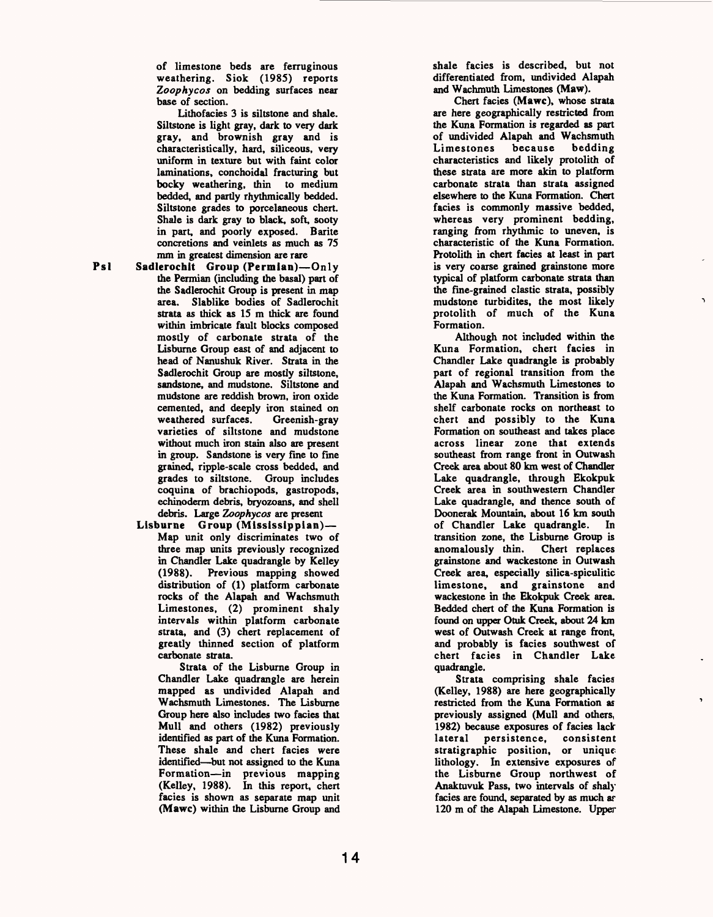of limestone beds are ferruginous weathering. Siok (1985) reports *Zoophycos* on bedding surfaces near base of section.

Lithofacies 3 is siltstone and shale. Siltstone is light gray, dark to very dark gray, and brownish gray and is characteristically, hard, siliceous, very uniform in texture but with faint color laminations, conchoidal fracturing but bocky weathering, thin to medium bedded, and partly rhythmically bedded. Siltstone grades to porcelaneous chert. Shale is dark gray to black, soft, sooty in part, and poorly exposed. Barite concretions and veinlets as much as 75 mm in greatest dimension are rare

**Psl** **Sadlerochit Group (Permian)**—Only the Permian (including the basal) part of the Sadlerochit Group is present in map area. Slablike bodies of Sadlerochit strata as thick as 15 m thick are found within imbricate fault blocks composed mostly of carbonate strata of the Lisburne Group east of and adjacent to head of Nanushuk River. Strata in the Sadlerochit Group are mostly siltstone, sandstone, and mudstone. Siltstone and mudstone are reddish brown, iron oxide cemented, and deeply iron stained on weathered surfaces. Greenish-gray varieties of siltstone and mudstone without much iron stain also are present in group. Sandstone is very fine to fine grained, ripple-scale cross bedded, and grades to siltstone. Group includes coquina of brachiopods, gastropods, echinoderm debris, bryozoans, and shell debris. Large *Zoophycos* are present

**Lisburne Group (Mississippian)**—Map unit only discriminates two of three map units previously recognized in Chandler Lake quadrangle by Kelley (1988). Previous mapping showed distribution of (1) platform carbonate rocks of the Alapah and Wachsmuth Limestones, (2) prominent shaly intervals within platform carbonate strata, and (3) chert replacement of greatly thinned section of platform carbonate strata.

Strata of the Lisburne Group in Chandler Lake quadrangle are herein mapped as undivided Alapah and Wachsmuth Limestones. The Lisburne Group here also includes two facies that Mull and others (1982) previously identified as part of the Kuna Formation. These shale and chert facies were identified—but not assigned to the Kuna Formation—in previous mapping (Kelley, 1988). In this report, chert facies is shown as separate map unit (**Mawc**) within the Lisburne Group and shale facies is described, but not differentiated from, undivided Alapah and Wachmuth Limestones (**Maw**).

Chert facies (**Mawc**), whose strata are here geographically restricted from the Kuna Formation is regarded as part of undivided Alapah and Wachsmuth Limestones because bedding characteristics and likely protolith of these strata are more akin to platform carbonate strata than strata assigned elsewhere to the Kuna Formation. Chert facies is commonly massive bedded, whereas very prominent bedding, ranging from rhythmic to uneven, is characteristic of the Kuna Formation. Protolith in chert facies at least in part is very coarse grained grainstone more typical of platform carbonate strata than the fine-grained clastic strata, possibly mudstone turbidites, the most likely protolith of much of the Kuna Formation.

Although not included within the Kuna Formation, chert facies in Chandler Lake quadrangle is probably part of regional transition from the Alapah and Wachsmuth Limestones to the Kuna Formation. Transition is from shelf carbonate rocks on northeast to chert and possibly to the Kuna Formation on southeast and takes place across linear zone that extends southeast from range front in Outwash Creek area about 80 km west of Chandler Lake quadrangle, through Ekokpuk Creek area in southwestern Chandler Lake quadrangle, and thence south of Doonerak Mountain, about 16 km south of Chandler Lake quadrangle. In transition zone, the Lisburne Group is anomalously thin. Chert replaces grainstone and wackestone in Outwash Creek area, especially silica-spiculitic limestone, and grainstone and wackestone in the Ekokpuk Creek area. Bedded chert of the Kuna Formation is found on upper Otuk Creek, about 24 km west of Outwash Creek at range front, and probably is facies southwest of chert facies in Chandler Lake quadrangle.

Strata comprising shale facies (Kelley, 1988) are here geographically restricted from the Kuna Formation as previously assigned (Mull and others, 1982) because exposures of facies lack lateral persistence, consistent stratigraphic position, or unique lithology. In extensive exposures of the Lisburne Group northwest of Anaktuvuk Pass, two intervals of shaly facies are found, separated by as much as 120 m of the Alapah Limestone. Upper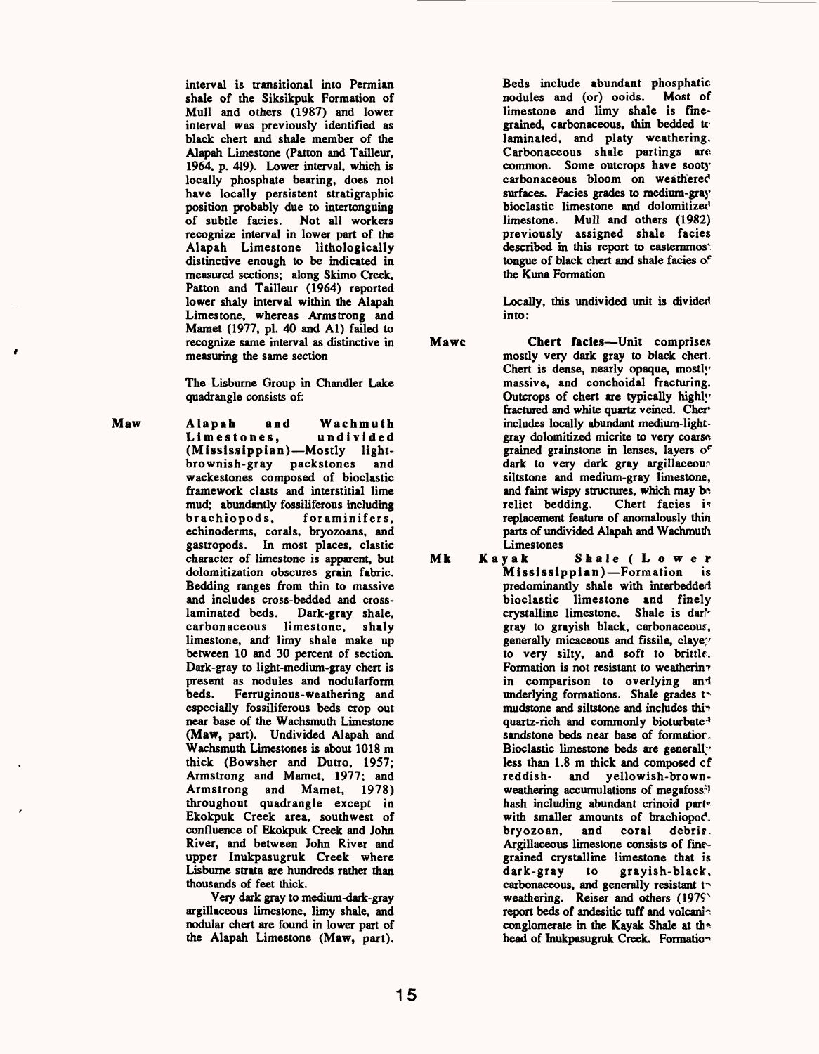interval is transitional into Permian shale of the Siksikpuk Formation of Mull and others (1987) and lower interval was previously identified as black chert and shale member of the Alapah Limestone (Patton and Tailleur, 1964, p. 419). Lower interval, which is locally phosphate bearing, does not have locally persistent stratigraphic position probably due to intertonguing of subtle facies. Not all workers recognize interval in lower part of the Alapah Limestone lithologically distinctive enough to be indicated in measured sections; along Skimo Creek, Patton and Tailleur (1964) reported lower shaly interval within the Alapah Limestone, whereas Armstrong and Mamet (1977, pl. 40 and A1) failed to recognize same interval as distinctive in measuring the same section

The Lisburne Group in Chandler Lake quadrangle consists of:

**Maw** **Alapah and Wachmuth Limestones, undivided (Mississippian)**—Mostly light-brownish-gray packstones and wackestones composed of bioclastic framework clasts and interstitial lime mud; abundantly fossiliferous including brachiopods, foraminifers, echinoderms, corals, bryozoans, and gastropods. In most places, clastic character of limestone is apparent, but dolomitization obscures grain fabric. Bedding ranges from thin to massive and includes cross-bedded and cross-laminated beds. Dark-gray shale, carbonaceous limestone, shaly limestone, and limy shale make up between 10 and 30 percent of section. Dark-gray to light-medium-gray chert is present as nodules and nodularform beds. Ferruginous-weathering and especially fossiliferous beds crop out near base of the Wachsmuth Limestone (**Maw**, part). Undivided Alapah and Wachsmuth Limestones is about 1018 m thick (Bowsher and Dutro, 1957; Armstrong and Mamet, 1977; and Armstrong and Mamet, 1978) throughout quadrangle except in Ekokpuk Creek area, southwest of confluence of Ekokpuk Creek and John River, and between John River and upper Inukpasugruk Creek where Lisburne strata are hundreds rather than thousands of feet thick.

Very dark gray to medium-dark-gray argillaceous limestone, limy shale, and nodular chert are found in lower part of the Alapah Limestone (**Maw**, part). Beds include abundant phosphatic nodules and (or) ooids. Most of limestone and limy shale is fine-grained, carbonaceous, thin bedded to laminated, and platy weathering. Carbonaceous shale partings are common. Some outcrops have sooty carbonaceous bloom on weathered surfaces. Facies grades to medium-gray bioclastic limestone and dolomitized limestone. Mull and others (1982) previously assigned shale facies described in this report to easternmost tongue of black chert and shale facies of the Kuna Formation

Locally, this undivided unit is divided into:

**Mawc** **Chert facies**—Unit comprises mostly very dark gray to black chert. Chert is dense, nearly opaque, mostly massive, and conchoidal fracturing. Outcrops of chert are typically highly fractured and white quartz veined. Chert includes locally abundant medium-light-gray dolomitized micrite to very coarse grained grainstone in lenses, layers of dark to very dark gray argillaceous siltstone and medium-gray limestone, and faint wispy structures, which may be relict bedding. Chert facies is replacement feature of anomalously thin parts of undivided Alapah and Wachmuth Limestones

**Mk** **Kayak Shale (Lower Mississippian)**—Formation is predominantly shale with interbedded bioclastic limestone and finely crystalline limestone. Shale is dark gray to grayish black, carbonaceous, generally micaceous and fissile, clayey to very silty, and soft to brittle. Formation is not resistant to weathering in comparison to overlying and underlying formations. Shale grades to mudstone and siltstone and includes thin quartz-rich and commonly bioturbated sandstone beds near base of formation. Bioclastic limestone beds are generally less than 1.8 m thick and composed of reddish- and yellowish-brown-weathering accumulations of megafossil hash including abundant crinoid parts with smaller amounts of brachiopod, bryozoan, and coral debris. Argillaceous limestone consists of fine-grained crystalline limestone that is dark-gray to grayish-black, carbonaceous, and generally resistant to weathering. Reiser and others (1979) report beds of andesitic tuff and volcanic conglomerate in the Kayak Shale at the head of Inukpasugruk Creek. Formation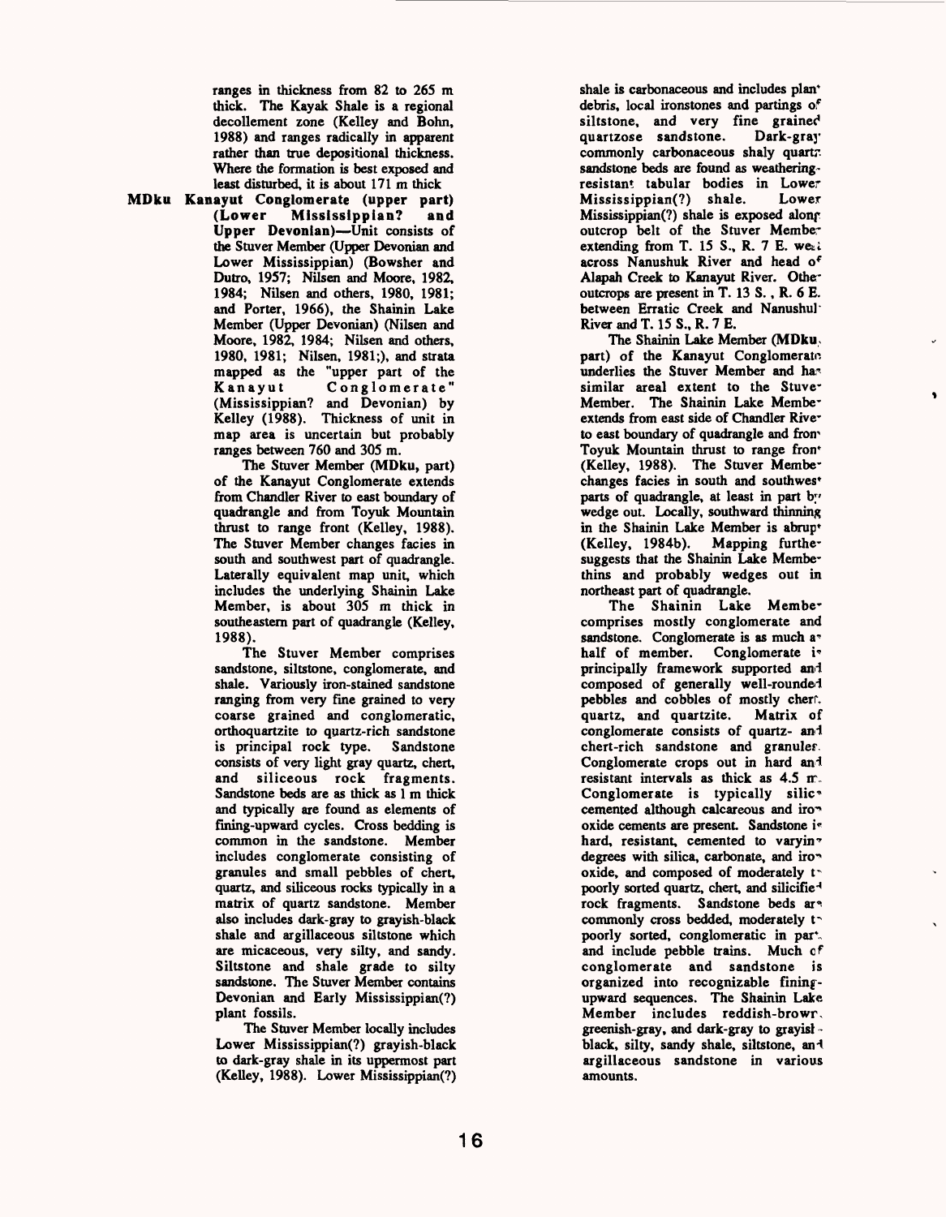ranges in thickness from 82 to 265 m thick. The Kayak Shale is a regional decollement zone (Kelley and Bohn, 1988) and ranges radically in apparent rather than true depositional thickness. Where the formation is best exposed and least disturbed, it is about 171 m thick

**MDku Kanayut Conglomerate (upper part) (Lower Mississippian? and Upper Devonian)**—Unit consists of the Stuver Member (Upper Devonian and Lower Mississippian) (Bowsher and Dutro, 1957; Nilsen and Moore, 1982, 1984; Nilsen and others, 1980, 1981; and Porter, 1966), the Shainin Lake Member (Upper Devonian) (Nilsen and Moore, 1982, 1984; Nilsen and others, 1980, 1981; Nilsen, 1981;), and strata mapped as the "upper part of the Kanayut Conglomerate" (Mississippian? and Devonian) by Kelley (1988). Thickness of unit in map area is uncertain but probably ranges between 760 and 305 m.

The Stuver Member (MDku, part) of the Kanayut Conglomerate extends from Chandler River to east boundary of quadrangle and from Toyuk Mountain thrust to range front (Kelley, 1988). The Stuver Member changes facies in south and southwest part of quadrangle. Laterally equivalent map unit, which includes the underlying Shainin Lake Member, is about 305 m thick in southeastern part of quadrangle (Kelley, 1988).

The Stuver Member comprises sandstone, siltstone, conglomerate, and shale. Variously iron-stained sandstone ranging from very fine grained to very coarse grained and conglomeratic, orthoquartzite to quartz-rich sandstone is principal rock type. Sandstone consists of very light gray quartz, chert, and siliceous rock fragments. Sandstone beds are as thick as 1 m thick and typically are found as elements of fining-upward cycles. Cross bedding is common in the sandstone. Member includes conglomerate consisting of granules and small pebbles of chert, quartz, and siliceous rocks typically in a matrix of quartz sandstone. Member also includes dark-gray to grayish-black shale and argillaceous siltstone which are micaceous, very silty, and sandy. Siltstone and shale grade to silty sandstone. The Stuver Member contains Devonian and Early Mississippian(?) plant fossils.

The Stuver Member locally includes Lower Mississippian(?) grayish-black to dark-gray shale in its uppermost part (Kelley, 1988). Lower Mississippian(?) shale is carbonaceous and includes plant debris, local ironstones and partings of siltstone, and very fine grained quartzose sandstone. Dark-gray commonly carbonaceous shaly quartz sandstone beds are found as weathering-resistant tabular bodies in Lower Mississippian(?) shale. Lower Mississippian(?) shale is exposed along outcrop belt of the Stuver Member extending from T. 15 S., R. 7 E. west across Nanushuk River and head of Alapah Creek to Kanayut River. Other outcrops are present in T. 13 S., R. 6 E. between Erratic Creek and Nanushuk River and T. 15 S., R. 7 E.

The Shainin Lake Member (MDku, part) of the Kanayut Conglomerate underlies the Stuver Member and has similar areal extent to the Stuver Member. The Shainin Lake Member extends from east side of Chandler River to east boundary of quadrangle and from Toyuk Mountain thrust to range front (Kelley, 1988). The Stuver Member changes facies in south and southwest parts of quadrangle, at least in part by wedge out. Locally, southward thinning in the Shainin Lake Member is abrupt (Kelley, 1984b). Mapping further suggests that the Shainin Lake Member thins and probably wedges out in northeast part of quadrangle.

The Shainin Lake Member comprises mostly conglomerate and sandstone. Conglomerate is as much as half of member. Conglomerate is principally framework supported and composed of generally well-rounded pebbles and cobbles of mostly chert, quartz, and quartzite. Matrix of conglomerate consists of quartz- and chert-rich sandstone and granules. Conglomerate crops out in hard and resistant intervals as thick as 4.5 m. Conglomerate is typically silica cemented although calcareous and iron oxide cements are present. Sandstone is hard, resistant, cemented to varying degrees with silica, carbonate, and iron oxide, and composed of moderately to poorly sorted quartz, chert, and silicified rock fragments. Sandstone beds are commonly cross bedded, moderately to poorly sorted, conglomeratic in part, and include pebble trains. Much of conglomerate and sandstone is organized into recognizable fining-upward sequences. The Shainin Lake Member includes reddish-brown, greenish-gray, and dark-gray to grayish-black, silty, sandy shale, siltstone, and argillaceous sandstone in various amounts.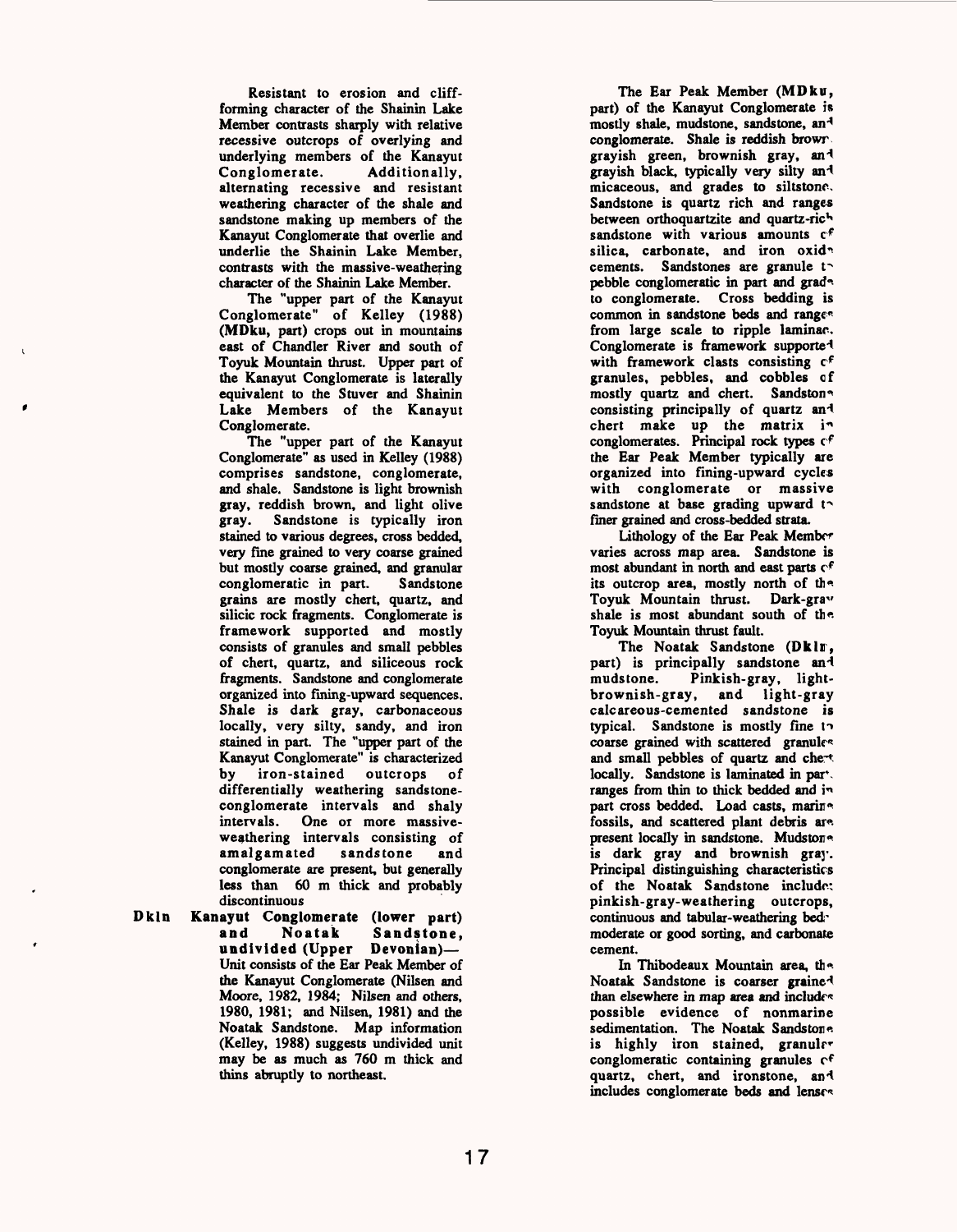Resistant to erosion and cliff-forming character of the Shainin Lake Member contrasts sharply with relative recessive outcrops of overlying and underlying members of the Kanayut Conglomerate. Additionally, alternating recessive and resistant weathering character of the shale and sandstone making up members of the Kanayut Conglomerate that overlie and underlie the Shainin Lake Member, contrasts with the massive-weathering character of the Shainin Lake Member.

The "upper part of the Kanayut Conglomerate" of Kelley (1988) (**MDku**, part) crops out in mountains east of Chandler River and south of Toyuk Mountain thrust. Upper part of the Kanayut Conglomerate is laterally equivalent to the Stuver and Shainin Lake Members of the Kanayut Conglomerate.

The "upper part of the Kanayut Conglomerate" as used in Kelley (1988) comprises sandstone, conglomerate, and shale. Sandstone is light brownish gray, reddish brown, and light olive gray. Sandstone is typically iron stained to various degrees, cross bedded, very fine grained to very coarse grained but mostly coarse grained, and granular conglomeratic in part. Sandstone grains are mostly chert, quartz, and silicic rock fragments. Conglomerate is framework supported and mostly consists of granules and small pebbles of chert, quartz, and siliceous rock fragments. Sandstone and conglomerate organized into fining-upward sequences. Shale is dark gray, carbonaceous locally, very silty, sandy, and iron stained in part. The "upper part of the Kanayut Conglomerate" is characterized by iron-stained outcrops of differentially weathering sandstone-conglomerate intervals and shaly intervals. One or more massive-weathering intervals consisting of amalgamated sandstone and conglomerate are present, but generally less than 60 m thick and probably discontinuous

**Dkln** **Kanayut Conglomerate (lower part) and Noatak Sandstone, undivided (Upper Devonian)**—Unit consists of the Ear Peak Member of the Kanayut Conglomerate (Nilsen and Moore, 1982, 1984; Nilsen and others, 1980, 1981; and Nilsen, 1981) and the Noatak Sandstone. Map information (Kelley, 1988) suggests undivided unit may be as much as 760 m thick and thins abruptly to northeast.

The Ear Peak Member (**MDku**, part) of the Kanayut Conglomerate is mostly shale, mudstone, sandstone, and conglomerate. Shale is reddish brown, grayish green, brownish gray, and grayish black, typically very silty and micaceous, and grades to siltstone. Sandstone is quartz rich and ranges between orthoquartzite and quartz-rich sandstone with various amounts of silica, carbonate, and iron oxide cements. Sandstones are granule to pebble conglomeratic in part and grade to conglomerate. Cross bedding is common in sandstone beds and ranges from large scale to ripple laminae. Conglomerate is framework supported with framework clasts consisting of granules, pebbles, and cobbles of mostly quartz and chert. Sandstone consisting principally of quartz and chert make up the matrix in conglomerates. Principal rock types of the Ear Peak Member typically are organized into fining-upward cycles with conglomerate or massive sandstone at base grading upward to finer grained and cross-bedded strata.

Lithology of the Ear Peak Member varies across map area. Sandstone is most abundant in north and east parts of its outcrop area, mostly north of the Toyuk Mountain thrust. Dark-gray shale is most abundant south of the Toyuk Mountain thrust fault.

The Noatak Sandstone (**Dkln**, part) is principally sandstone and mudstone. Pinkish-gray, light-brownish-gray, and light-gray calcareous-cemented sandstone is typical. Sandstone is mostly fine to coarse grained with scattered granules and small pebbles of quartz and chert locally. Sandstone is laminated in part, ranges from thin to thick bedded and in part cross bedded. Load casts, marine fossils, and scattered plant debris are present locally in sandstone. Mudstone is dark gray and brownish gray. Principal distinguishing characteristics of the Noatak Sandstone include: pinkish-gray-weathering outcrops, continuous and tabular-weathering beds, moderate or good sorting, and carbonate cement.

In Thibodeaux Mountain area, the Noatak Sandstone is coarser grained than elsewhere in map area and includes possible evidence of nonmarine sedimentation. The Noatak Sandstone is highly iron stained, granular conglomeratic containing granules of quartz, chert, and ironstone, and includes conglomerate beds and lenses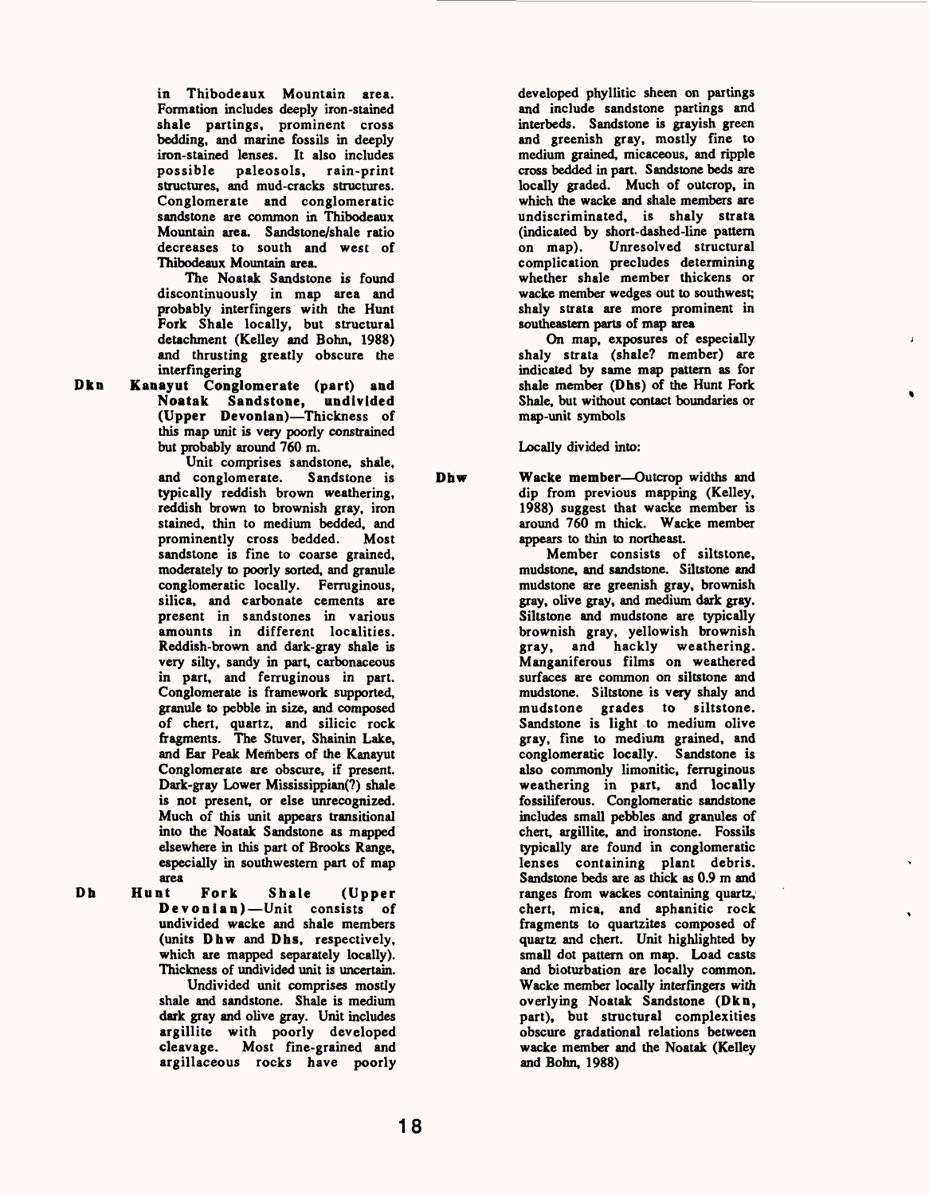in Thibodeaux Mountain area. Formation includes deeply iron-stained shale partings, prominent cross bedding, and marine fossils in deeply iron-stained lenses. It also includes possible paleosols, rain-print structures, and mud-cracks structures. Conglomerate and conglomeratic sandstone are common in Thibodeaux Mountain area. Sandstone/shale ratio decreases to south and west of Thibodeaux Mountain area.

The Noatak Sandstone is found discontinuously in map area and probably interfingers with the Hunt Fork Shale locally, but structural detachment (Kelley and Bohn, 1988) and thrusting greatly obscure the interfingering

**Dkn** **Kanayut Conglomerate (part) and Noatak Sandstone, undivided (Upper Devonian)**—Thickness of this map unit is very poorly constrained but probably around 760 m.

Unit comprises sandstone, shale, and conglomerate. Sandstone is typically reddish brown weathering, reddish brown to brownish gray, iron stained, thin to medium bedded, and prominently cross bedded. Most sandstone is fine to coarse grained, moderately to poorly sorted, and granule conglomeratic locally. Ferruginous, silica, and carbonate cements are present in sandstones in various amounts in different localities. Reddish-brown and dark-gray shale is very silty, sandy in part, carbonaceous in part, and ferruginous in part. Conglomerate is framework supported, granule to pebble in size, and composed of chert, quartz, and silicic rock fragments. The Stuver, Shainin Lake, and Ear Peak Members of the Kanayut Conglomerate are obscure, if present. Dark-gray Lower Mississippian(?) shale is not present, or else unrecognized. Much of this unit appears transitional into the Noatak Sandstone as mapped elsewhere in this part of Brooks Range, especially in southwestern part of map area

**Dh** **Hunt Fork Shale (Upper Devonian)**—Unit consists of undivided wacke and shale members (units **Dhw** and **Dhs**, respectively, which are mapped separately locally). Thickness of undivided unit is uncertain.

Undivided unit comprises mostly shale and sandstone. Shale is medium dark gray and olive gray. Unit includes argillite with poorly developed cleavage. Most fine-grained and argillaceous rocks have poorly developed phyllitic sheen on partings and include sandstone partings and interbeds. Sandstone is grayish green and greenish gray, mostly fine to medium grained, micaceous, and ripple cross bedded in part. Sandstone beds are locally graded. Much of outcrop, in which the wacke and shale members are undiscriminated, is shaly strata (indicated by short-dashed-line pattern on map). Unresolved structural complication precludes determining whether shale member thickens or wacke member wedges out to southwest; shaly strata are more prominent in southeastern parts of map area

On map, exposures of especially shaly strata (shale? member) are indicated by same map pattern as for shale member (**Dhs**) of the Hunt Fork Shale, but without contact boundaries or map-unit symbols

Locally divided into:

**Dhw** **Wacke member**—Outcrop widths and dip from previous mapping (Kelley, 1988) suggest that wacke member is around 760 m thick. Wacke member appears to thin to northeast.

Member consists of siltstone, mudstone, and sandstone. Siltstone and mudstone are greenish gray, brownish gray, olive gray, and medium dark gray. Siltstone and mudstone are typically brownish gray, yellowish brownish gray, and hackly weathering. Manganiferous films on weathered surfaces are common on siltstone and mudstone. Siltstone is very shaly and mudstone grades to siltstone. Sandstone is light to medium olive gray, fine to medium grained, and conglomeratic locally. Sandstone is also commonly limonitic, ferruginous weathering in part, and locally fossiliferous. Conglomeratic sandstone includes small pebbles and granules of chert, argillite, and ironstone. Fossils typically are found in conglomeratic lenses containing plant debris. Sandstone beds are as thick as 0.9 m and ranges from wackes containing quartz, chert, mica, and aphanitic rock fragments to quartzites composed of quartz and chert. Unit highlighted by small dot pattern on map. Load casts and bioturbation are locally common. Wacke member locally interfingers with overlying Noatak Sandstone (**Dkn**, part), but structural complexities obscure gradational relations between wacke member and the Noatak (Kelley and Bohn, 1988)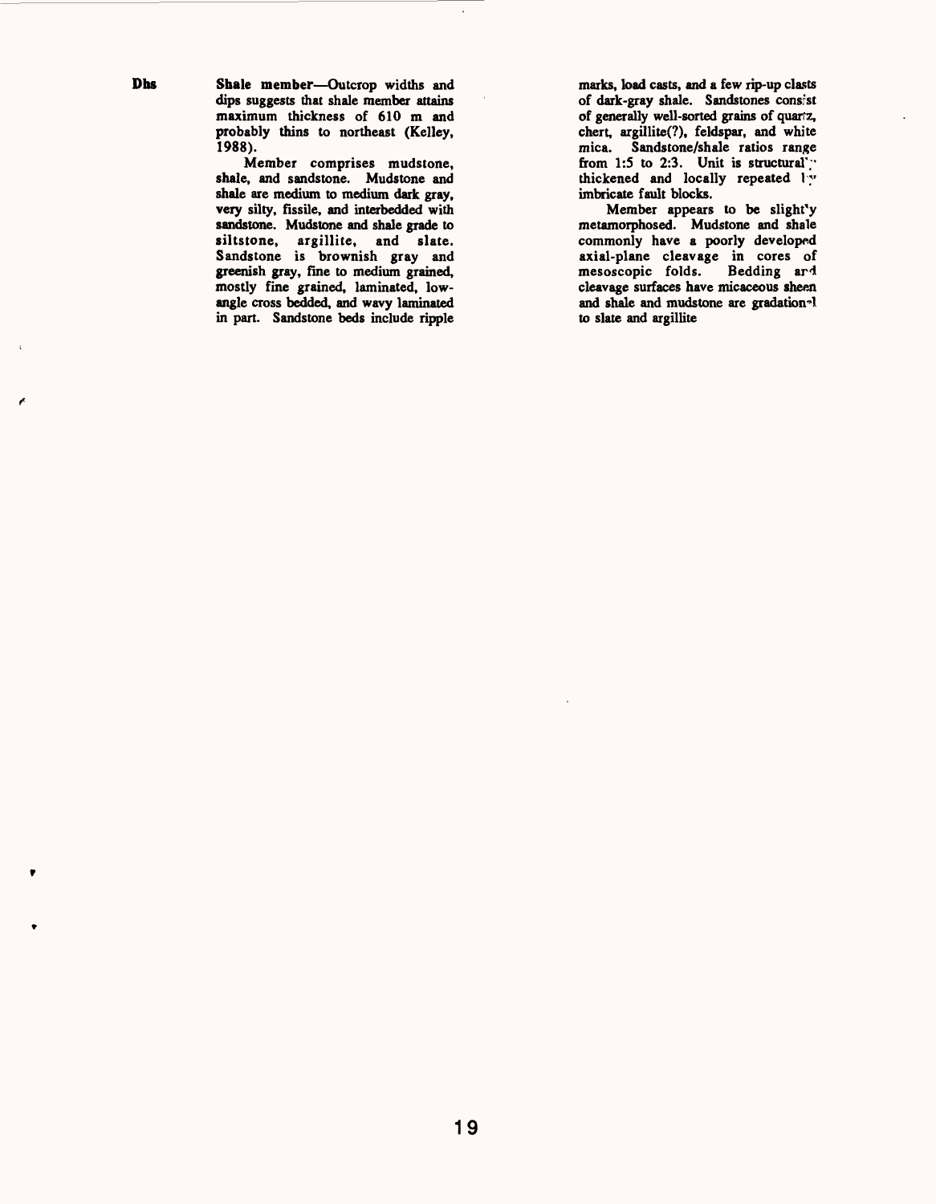**Dhs** **Shale member**—Outcrop widths and dips suggests that shale member attains maximum thickness of 610 m and probably thins to northeast (Kelley, 1988).

Member comprises mudstone, shale, and sandstone. Mudstone and shale are medium to medium dark gray, very silty, fissile, and interbedded with sandstone. Mudstone and shale grade to siltstone, argillite, and slate. Sandstone is brownish gray and greenish gray, fine to medium grained, mostly fine grained, laminated, low-angle cross bedded, and wavy laminated in part. Sandstone beds include ripple marks, load casts, and a few rip-up clasts of dark-gray shale. Sandstones consist of generally well-sorted grains of quartz, chert, argillite(?), feldspar, and white mica. Sandstone/shale ratios range from 1:5 to 2:3. Unit is structurally thickened and locally repeated by imbricate fault blocks.

Member appears to be slightly metamorphosed. Mudstone and shale commonly have a poorly developed axial-plane cleavage in cores of mesoscopic folds. Bedding and cleavage surfaces have micaceous sheen and shale and mudstone are gradational to slate and argillite